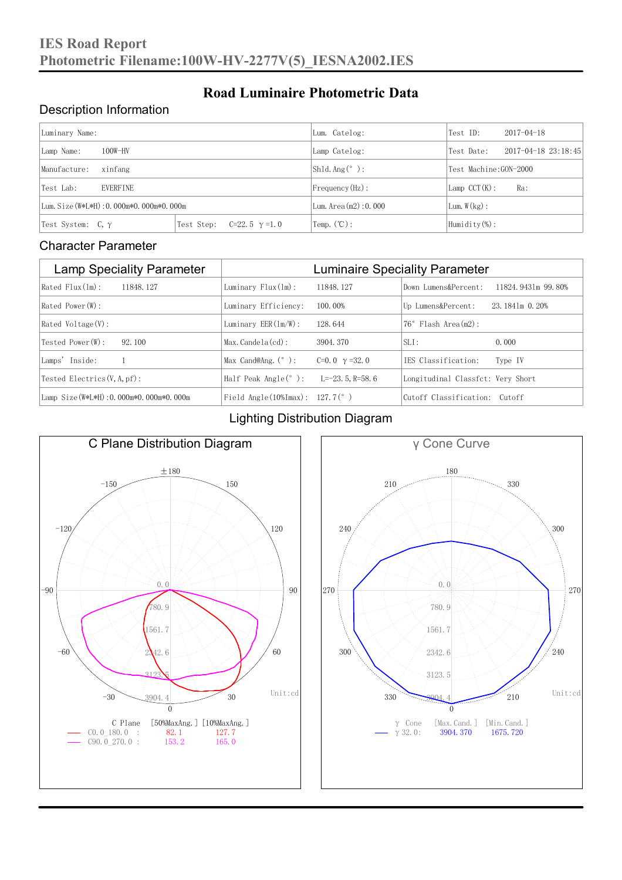# IES Road Report

## Photometric Filename:100W-HV-2277V(5)_IESNA2002.IES

## Road Luminaire Photometric Data

### Description Information

| Luminary Name: | | Lum. Catelog: | Test ID: 2017-04-18 |
|---|---|---|---|
| Lamp Name: 100W-HV | | Lamp Catelog: | Test Date: 2017-04-18 23:18:45 |
| Manufacture: xinfang | | Shld. Ang(°): | Test Machine:GON-2000 |
| Test Lab: EVERFINE | | Frequency(Hz): | Lamp CCT(K): Ra: |
| Lum. Size(W*L*H):0.000m*0.000m*0.000m | | Lum. Area(m2):0.000 | Lum. W(kg): |
| Test System: C, γ | Test Step: C=22.5 γ=1.0 | Temp. (℃): | Humidity(%): |

### Character Parameter

| Lamp Speciality Parameter | Luminaire Speciality Parameter | |
|---|---|---|
| Rated Flux(lm): 11848.127 | Luminary Flux(lm): 11848.127 | Down Lumens&Percent: 11824.9431m 99.80% |
| Rated Power(W): | Luminary Efficiency: 100.00% | Up Lumens&Percent: 23.1841m 0.20% |
| Rated Voltage(V): | Luminary EER(lm/W): 128.644 | 76° Flash Area(m2): |
| Tested Power(W): 92.100 | Max. Candela(cd): 3904.370 | SLI: 0.000 |
| Lamps' Inside: 1 | Max Cand@Ang. (°): C=0.0 γ=32.0 | IES Classification: Type IV |
| Tested Electrics(V, A, pf): | Half Peak Angle(°): L=-23.5, R=58.6 | Longitudinal Classfct: Very Short |
| Lamp Size(W*L*H):0.000m*0.000m*0.000m | Field Angle(10%Imax): 127.7(°) | Cutoff Classification: Cutoff |

### Lighting Distribution Diagram

**C Plane Distribution Diagram** (Unit:cd)

| C Plane | [50%MaxAng.] | [10%MaxAng.] |
|---|---|---|
| C0.0_180.0 : | 82.1 | 127.7 |
| C90.0_270.0 : | 153.2 | 165.0 |

**γ Cone Curve** (Unit:cd)

| γ Cone | [Max. Cand.] | [Min. Cand.] |
|---|---|---|
| γ 32.0: | 3904.370 | 1675.720 |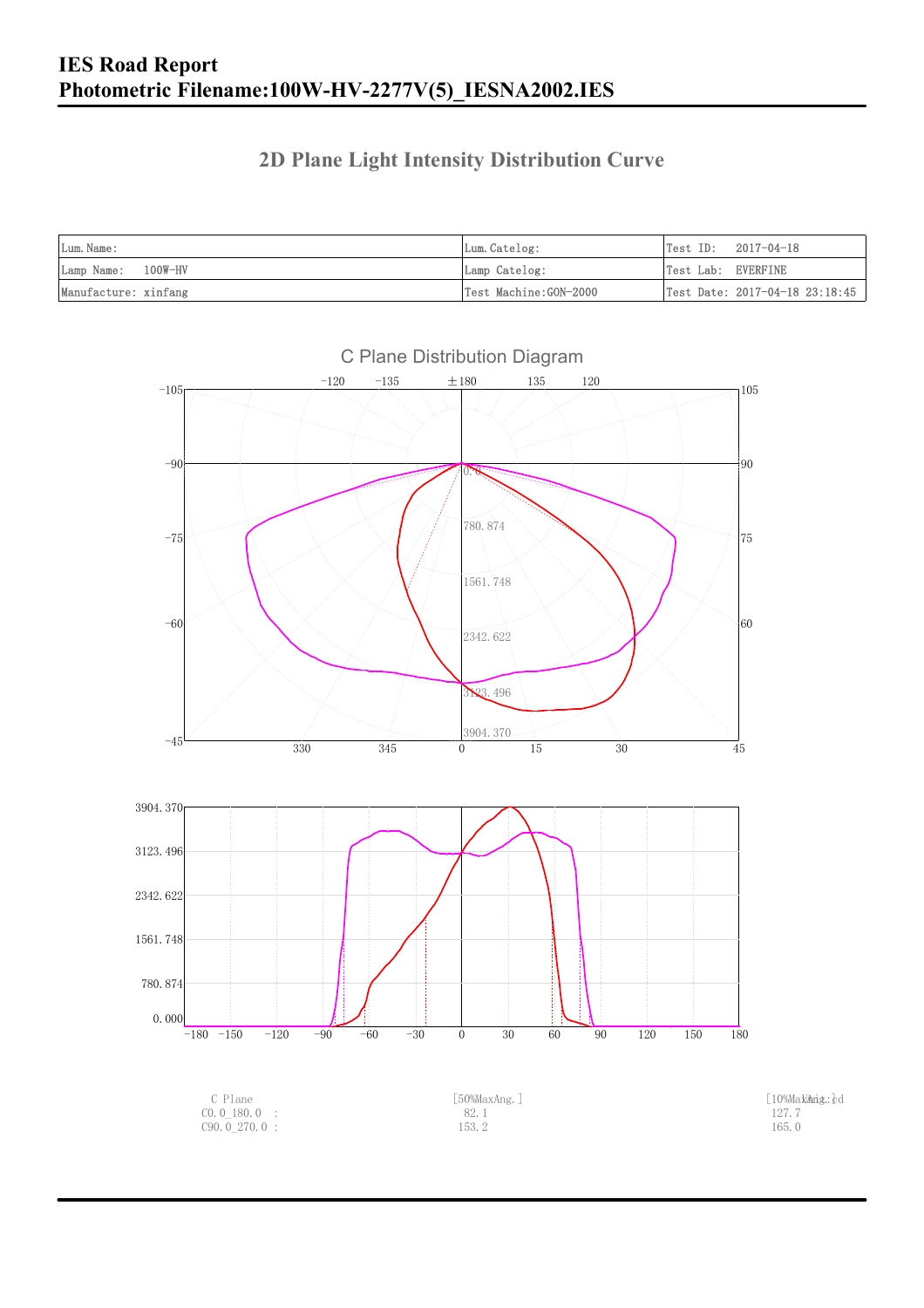# IES Road Report
# Photometric Filename:100W-HV-2277V(5)_IESNA2002.IES

## 2D Plane Light Intensity Distribution Curve

| Lum.Name: | Lum.Catelog: | Test ID: 2017-04-18 |
|---|---|---|
| Lamp Name: 100W-HV | Lamp Catelog: | Test Lab: EVERFINE |
| Manufacture: xinfang | Test Machine:GON-2000 | Test Date: 2017-04-18 23:18:45 |

C Plane Distribution Diagram

| C Plane | [50%MaxAng.] | [10%MaxAng.] |
|---|---|---|
| C0.0_180.0 : | 82.1 | 127.7 |
| C90.0_270.0 : | 153.2 | 165.0 |

Unit: cd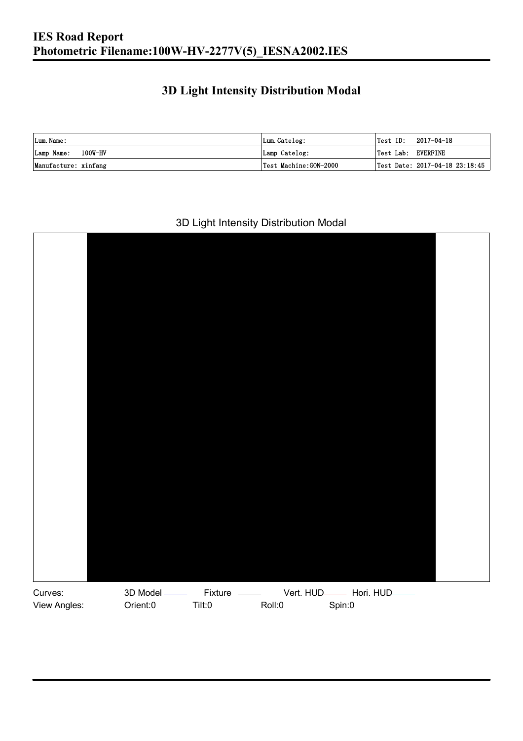## 3D Light Intensity Distribution Modal

| Lum. Name: | Lum. Catelog: | Test ID: 2017-04-18 |
| --- | --- | --- |
| Lamp Name: 100W-HV | Lamp Catelog: | Test Lab: EVERFINE |
| Manufacture: xinfang | Test Machine:GON-2000 | Test Date: 2017-04-18 23:18:45 |

3D Light Intensity Distribution Modal

Curves: 3D Model Fixture Vert. HUD Hori. HUD

View Angles: Orient:0 Tilt:0 Roll:0 Spin:0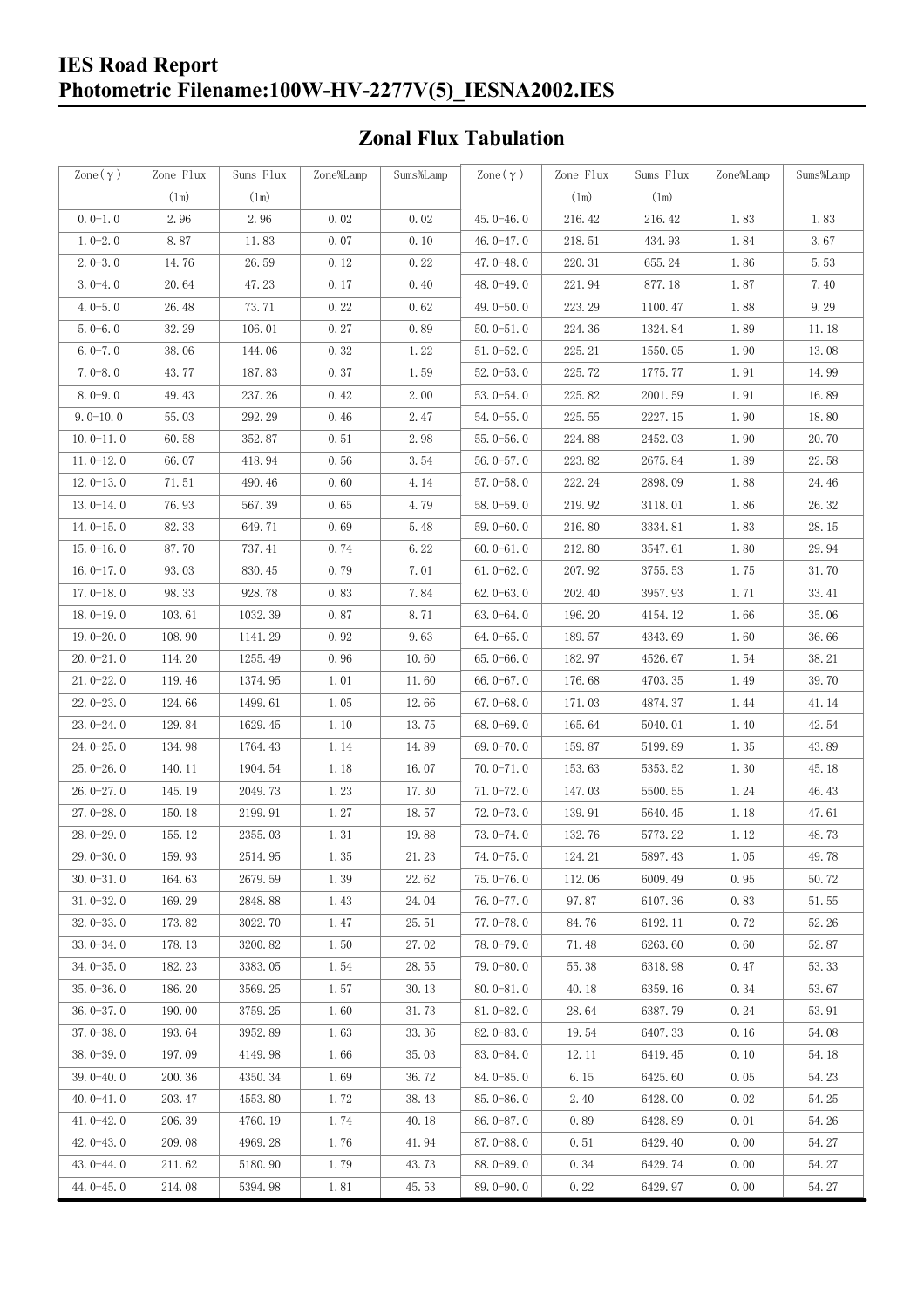# IES Road Report
## Photometric Filename:100W-HV-2277V(5)_IESNA2002.IES

### Zonal Flux Tabulation

| Zone(γ) | Zone Flux (lm) | Sums Flux (lm) | Zone%Lamp | Sums%Lamp | Zone(γ) | Zone Flux (lm) | Sums Flux (lm) | Zone%Lamp | Sums%Lamp |
|---|---|---|---|---|---|---|---|---|---|
| 0.0-1.0 | 2.96 | 2.96 | 0.02 | 0.02 | 45.0-46.0 | 216.42 | 216.42 | 1.83 | 1.83 |
| 1.0-2.0 | 8.87 | 11.83 | 0.07 | 0.10 | 46.0-47.0 | 218.51 | 434.93 | 1.84 | 3.67 |
| 2.0-3.0 | 14.76 | 26.59 | 0.12 | 0.22 | 47.0-48.0 | 220.31 | 655.24 | 1.86 | 5.53 |
| 3.0-4.0 | 20.64 | 47.23 | 0.17 | 0.40 | 48.0-49.0 | 221.94 | 877.18 | 1.87 | 7.40 |
| 4.0-5.0 | 26.48 | 73.71 | 0.22 | 0.62 | 49.0-50.0 | 223.29 | 1100.47 | 1.88 | 9.29 |
| 5.0-6.0 | 32.29 | 106.01 | 0.27 | 0.89 | 50.0-51.0 | 224.36 | 1324.84 | 1.89 | 11.18 |
| 6.0-7.0 | 38.06 | 144.06 | 0.32 | 1.22 | 51.0-52.0 | 225.21 | 1550.05 | 1.90 | 13.08 |
| 7.0-8.0 | 43.77 | 187.83 | 0.37 | 1.59 | 52.0-53.0 | 225.72 | 1775.77 | 1.91 | 14.99 |
| 8.0-9.0 | 49.43 | 237.26 | 0.42 | 2.00 | 53.0-54.0 | 225.82 | 2001.59 | 1.91 | 16.89 |
| 9.0-10.0 | 55.03 | 292.29 | 0.46 | 2.47 | 54.0-55.0 | 225.55 | 2227.15 | 1.90 | 18.80 |
| 10.0-11.0 | 60.58 | 352.87 | 0.51 | 2.98 | 55.0-56.0 | 224.88 | 2452.03 | 1.90 | 20.70 |
| 11.0-12.0 | 66.07 | 418.94 | 0.56 | 3.54 | 56.0-57.0 | 223.82 | 2675.84 | 1.89 | 22.58 |
| 12.0-13.0 | 71.51 | 490.46 | 0.60 | 4.14 | 57.0-58.0 | 222.24 | 2898.09 | 1.88 | 24.46 |
| 13.0-14.0 | 76.93 | 567.39 | 0.65 | 4.79 | 58.0-59.0 | 219.92 | 3118.01 | 1.86 | 26.32 |
| 14.0-15.0 | 82.33 | 649.71 | 0.69 | 5.48 | 59.0-60.0 | 216.80 | 3334.81 | 1.83 | 28.15 |
| 15.0-16.0 | 87.70 | 737.41 | 0.74 | 6.22 | 60.0-61.0 | 212.80 | 3547.61 | 1.80 | 29.94 |
| 16.0-17.0 | 93.03 | 830.45 | 0.79 | 7.01 | 61.0-62.0 | 207.92 | 3755.53 | 1.75 | 31.70 |
| 17.0-18.0 | 98.33 | 928.78 | 0.83 | 7.84 | 62.0-63.0 | 202.40 | 3957.93 | 1.71 | 33.41 |
| 18.0-19.0 | 103.61 | 1032.39 | 0.87 | 8.71 | 63.0-64.0 | 196.20 | 4154.12 | 1.66 | 35.06 |
| 19.0-20.0 | 108.90 | 1141.29 | 0.92 | 9.63 | 64.0-65.0 | 189.57 | 4343.69 | 1.60 | 36.66 |
| 20.0-21.0 | 114.20 | 1255.49 | 0.96 | 10.60 | 65.0-66.0 | 182.97 | 4526.67 | 1.54 | 38.21 |
| 21.0-22.0 | 119.46 | 1374.95 | 1.01 | 11.60 | 66.0-67.0 | 176.68 | 4703.35 | 1.49 | 39.70 |
| 22.0-23.0 | 124.66 | 1499.61 | 1.05 | 12.66 | 67.0-68.0 | 171.03 | 4874.37 | 1.44 | 41.14 |
| 23.0-24.0 | 129.84 | 1629.45 | 1.10 | 13.75 | 68.0-69.0 | 165.64 | 5040.01 | 1.40 | 42.54 |
| 24.0-25.0 | 134.98 | 1764.43 | 1.14 | 14.89 | 69.0-70.0 | 159.87 | 5199.89 | 1.35 | 43.89 |
| 25.0-26.0 | 140.11 | 1904.54 | 1.18 | 16.07 | 70.0-71.0 | 153.63 | 5353.52 | 1.30 | 45.18 |
| 26.0-27.0 | 145.19 | 2049.73 | 1.23 | 17.30 | 71.0-72.0 | 147.03 | 5500.55 | 1.24 | 46.43 |
| 27.0-28.0 | 150.18 | 2199.91 | 1.27 | 18.57 | 72.0-73.0 | 139.91 | 5640.45 | 1.18 | 47.61 |
| 28.0-29.0 | 155.12 | 2355.03 | 1.31 | 19.88 | 73.0-74.0 | 132.76 | 5773.22 | 1.12 | 48.73 |
| 29.0-30.0 | 159.93 | 2514.95 | 1.35 | 21.23 | 74.0-75.0 | 124.21 | 5897.43 | 1.05 | 49.78 |
| 30.0-31.0 | 164.63 | 2679.59 | 1.39 | 22.62 | 75.0-76.0 | 112.06 | 6009.49 | 0.95 | 50.72 |
| 31.0-32.0 | 169.29 | 2848.88 | 1.43 | 24.04 | 76.0-77.0 | 97.87 | 6107.36 | 0.83 | 51.55 |
| 32.0-33.0 | 173.82 | 3022.70 | 1.47 | 25.51 | 77.0-78.0 | 84.76 | 6192.11 | 0.72 | 52.26 |
| 33.0-34.0 | 178.13 | 3200.82 | 1.50 | 27.02 | 78.0-79.0 | 71.48 | 6263.60 | 0.60 | 52.87 |
| 34.0-35.0 | 182.23 | 3383.05 | 1.54 | 28.55 | 79.0-80.0 | 55.38 | 6318.98 | 0.47 | 53.33 |
| 35.0-36.0 | 186.20 | 3569.25 | 1.57 | 30.13 | 80.0-81.0 | 40.18 | 6359.16 | 0.34 | 53.67 |
| 36.0-37.0 | 190.00 | 3759.25 | 1.60 | 31.73 | 81.0-82.0 | 28.64 | 6387.79 | 0.24 | 53.91 |
| 37.0-38.0 | 193.64 | 3952.89 | 1.63 | 33.36 | 82.0-83.0 | 19.54 | 6407.33 | 0.16 | 54.08 |
| 38.0-39.0 | 197.09 | 4149.98 | 1.66 | 35.03 | 83.0-84.0 | 12.11 | 6419.45 | 0.10 | 54.18 |
| 39.0-40.0 | 200.36 | 4350.34 | 1.69 | 36.72 | 84.0-85.0 | 6.15 | 6425.60 | 0.05 | 54.23 |
| 40.0-41.0 | 203.47 | 4553.80 | 1.72 | 38.43 | 85.0-86.0 | 2.40 | 6428.00 | 0.02 | 54.25 |
| 41.0-42.0 | 206.39 | 4760.19 | 1.74 | 40.18 | 86.0-87.0 | 0.89 | 6428.89 | 0.01 | 54.26 |
| 42.0-43.0 | 209.08 | 4969.28 | 1.76 | 41.94 | 87.0-88.0 | 0.51 | 6429.40 | 0.00 | 54.27 |
| 43.0-44.0 | 211.62 | 5180.90 | 1.79 | 43.73 | 88.0-89.0 | 0.34 | 6429.74 | 0.00 | 54.27 |
| 44.0-45.0 | 214.08 | 5394.98 | 1.81 | 45.53 | 89.0-90.0 | 0.22 | 6429.97 | 0.00 | 54.27 |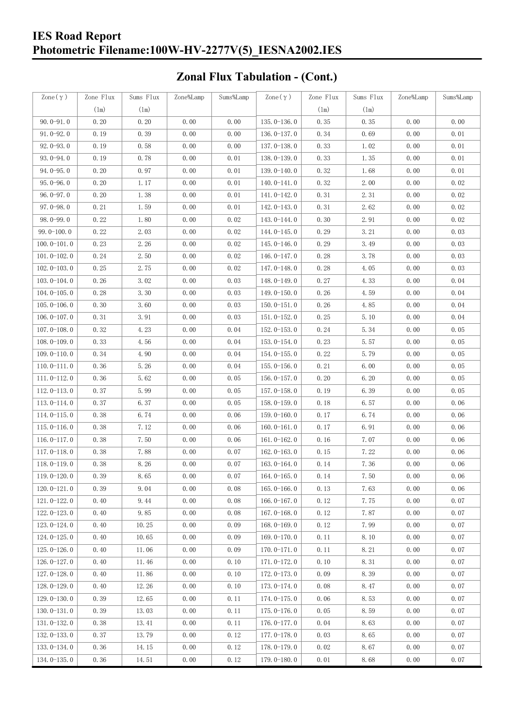## Zonal Flux Tabulation - (Cont.)

| Zone(γ) | Zone Flux (lm) | Sums Flux (lm) | Zone%Lamp | Sums%Lamp | Zone(γ) | Zone Flux (lm) | Sums Flux (lm) | Zone%Lamp | Sums%Lamp |
|---|---|---|---|---|---|---|---|---|---|
| 90.0-91.0 | 0.20 | 0.20 | 0.00 | 0.00 | 135.0-136.0 | 0.35 | 0.35 | 0.00 | 0.00 |
| 91.0-92.0 | 0.19 | 0.39 | 0.00 | 0.00 | 136.0-137.0 | 0.34 | 0.69 | 0.00 | 0.01 |
| 92.0-93.0 | 0.19 | 0.58 | 0.00 | 0.00 | 137.0-138.0 | 0.33 | 1.02 | 0.00 | 0.01 |
| 93.0-94.0 | 0.19 | 0.78 | 0.00 | 0.01 | 138.0-139.0 | 0.33 | 1.35 | 0.00 | 0.01 |
| 94.0-95.0 | 0.20 | 0.97 | 0.00 | 0.01 | 139.0-140.0 | 0.32 | 1.68 | 0.00 | 0.01 |
| 95.0-96.0 | 0.20 | 1.17 | 0.00 | 0.01 | 140.0-141.0 | 0.32 | 2.00 | 0.00 | 0.02 |
| 96.0-97.0 | 0.20 | 1.38 | 0.00 | 0.01 | 141.0-142.0 | 0.31 | 2.31 | 0.00 | 0.02 |
| 97.0-98.0 | 0.21 | 1.59 | 0.00 | 0.01 | 142.0-143.0 | 0.31 | 2.62 | 0.00 | 0.02 |
| 98.0-99.0 | 0.22 | 1.80 | 0.00 | 0.02 | 143.0-144.0 | 0.30 | 2.91 | 0.00 | 0.02 |
| 99.0-100.0 | 0.22 | 2.03 | 0.00 | 0.02 | 144.0-145.0 | 0.29 | 3.21 | 0.00 | 0.03 |
| 100.0-101.0 | 0.23 | 2.26 | 0.00 | 0.02 | 145.0-146.0 | 0.29 | 3.49 | 0.00 | 0.03 |
| 101.0-102.0 | 0.24 | 2.50 | 0.00 | 0.02 | 146.0-147.0 | 0.28 | 3.78 | 0.00 | 0.03 |
| 102.0-103.0 | 0.25 | 2.75 | 0.00 | 0.02 | 147.0-148.0 | 0.28 | 4.05 | 0.00 | 0.03 |
| 103.0-104.0 | 0.26 | 3.02 | 0.00 | 0.03 | 148.0-149.0 | 0.27 | 4.33 | 0.00 | 0.04 |
| 104.0-105.0 | 0.28 | 3.30 | 0.00 | 0.03 | 149.0-150.0 | 0.26 | 4.59 | 0.00 | 0.04 |
| 105.0-106.0 | 0.30 | 3.60 | 0.00 | 0.03 | 150.0-151.0 | 0.26 | 4.85 | 0.00 | 0.04 |
| 106.0-107.0 | 0.31 | 3.91 | 0.00 | 0.03 | 151.0-152.0 | 0.25 | 5.10 | 0.00 | 0.04 |
| 107.0-108.0 | 0.32 | 4.23 | 0.00 | 0.04 | 152.0-153.0 | 0.24 | 5.34 | 0.00 | 0.05 |
| 108.0-109.0 | 0.33 | 4.56 | 0.00 | 0.04 | 153.0-154.0 | 0.23 | 5.57 | 0.00 | 0.05 |
| 109.0-110.0 | 0.34 | 4.90 | 0.00 | 0.04 | 154.0-155.0 | 0.22 | 5.79 | 0.00 | 0.05 |
| 110.0-111.0 | 0.36 | 5.26 | 0.00 | 0.04 | 155.0-156.0 | 0.21 | 6.00 | 0.00 | 0.05 |
| 111.0-112.0 | 0.36 | 5.62 | 0.00 | 0.05 | 156.0-157.0 | 0.20 | 6.20 | 0.00 | 0.05 |
| 112.0-113.0 | 0.37 | 5.99 | 0.00 | 0.05 | 157.0-158.0 | 0.19 | 6.39 | 0.00 | 0.05 |
| 113.0-114.0 | 0.37 | 6.37 | 0.00 | 0.05 | 158.0-159.0 | 0.18 | 6.57 | 0.00 | 0.06 |
| 114.0-115.0 | 0.38 | 6.74 | 0.00 | 0.06 | 159.0-160.0 | 0.17 | 6.74 | 0.00 | 0.06 |
| 115.0-116.0 | 0.38 | 7.12 | 0.00 | 0.06 | 160.0-161.0 | 0.17 | 6.91 | 0.00 | 0.06 |
| 116.0-117.0 | 0.38 | 7.50 | 0.00 | 0.06 | 161.0-162.0 | 0.16 | 7.07 | 0.00 | 0.06 |
| 117.0-118.0 | 0.38 | 7.88 | 0.00 | 0.07 | 162.0-163.0 | 0.15 | 7.22 | 0.00 | 0.06 |
| 118.0-119.0 | 0.38 | 8.26 | 0.00 | 0.07 | 163.0-164.0 | 0.14 | 7.36 | 0.00 | 0.06 |
| 119.0-120.0 | 0.39 | 8.65 | 0.00 | 0.07 | 164.0-165.0 | 0.14 | 7.50 | 0.00 | 0.06 |
| 120.0-121.0 | 0.39 | 9.04 | 0.00 | 0.08 | 165.0-166.0 | 0.13 | 7.63 | 0.00 | 0.06 |
| 121.0-122.0 | 0.40 | 9.44 | 0.00 | 0.08 | 166.0-167.0 | 0.12 | 7.75 | 0.00 | 0.07 |
| 122.0-123.0 | 0.40 | 9.85 | 0.00 | 0.08 | 167.0-168.0 | 0.12 | 7.87 | 0.00 | 0.07 |
| 123.0-124.0 | 0.40 | 10.25 | 0.00 | 0.09 | 168.0-169.0 | 0.12 | 7.99 | 0.00 | 0.07 |
| 124.0-125.0 | 0.40 | 10.65 | 0.00 | 0.09 | 169.0-170.0 | 0.11 | 8.10 | 0.00 | 0.07 |
| 125.0-126.0 | 0.40 | 11.06 | 0.00 | 0.09 | 170.0-171.0 | 0.11 | 8.21 | 0.00 | 0.07 |
| 126.0-127.0 | 0.40 | 11.46 | 0.00 | 0.10 | 171.0-172.0 | 0.10 | 8.31 | 0.00 | 0.07 |
| 127.0-128.0 | 0.40 | 11.86 | 0.00 | 0.10 | 172.0-173.0 | 0.09 | 8.39 | 0.00 | 0.07 |
| 128.0-129.0 | 0.40 | 12.26 | 0.00 | 0.10 | 173.0-174.0 | 0.08 | 8.47 | 0.00 | 0.07 |
| 129.0-130.0 | 0.39 | 12.65 | 0.00 | 0.11 | 174.0-175.0 | 0.06 | 8.53 | 0.00 | 0.07 |
| 130.0-131.0 | 0.39 | 13.03 | 0.00 | 0.11 | 175.0-176.0 | 0.05 | 8.59 | 0.00 | 0.07 |
| 131.0-132.0 | 0.38 | 13.41 | 0.00 | 0.11 | 176.0-177.0 | 0.04 | 8.63 | 0.00 | 0.07 |
| 132.0-133.0 | 0.37 | 13.79 | 0.00 | 0.12 | 177.0-178.0 | 0.03 | 8.65 | 0.00 | 0.07 |
| 133.0-134.0 | 0.36 | 14.15 | 0.00 | 0.12 | 178.0-179.0 | 0.02 | 8.67 | 0.00 | 0.07 |
| 134.0-135.0 | 0.36 | 14.51 | 0.00 | 0.12 | 179.0-180.0 | 0.01 | 8.68 | 0.00 | 0.07 |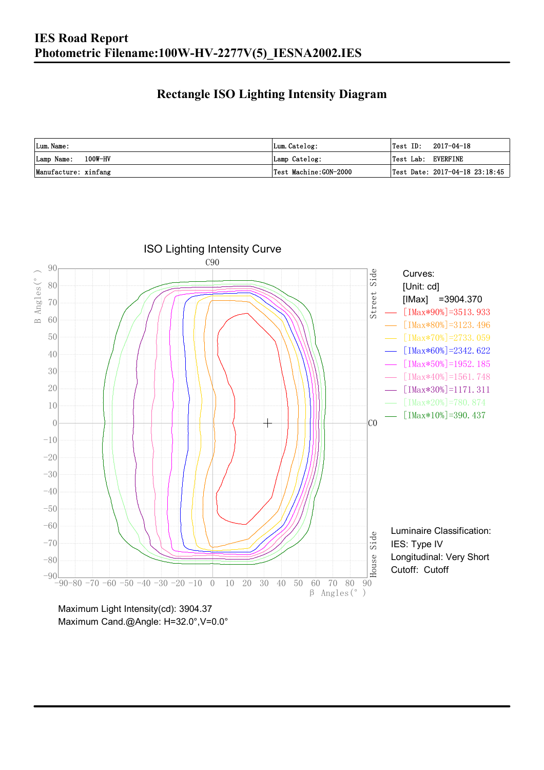# IES Road Report

## Photometric Filename:100W-HV-2277V(5)_IESNA2002.IES

## Rectangle ISO Lighting Intensity Diagram

| Lum. Name: | Lum. Catelog: | Test ID: 2017-04-18 |
|---|---|---|
| Lamp Name: 100W-HV | Lamp Catelog: | Test Lab: EVERFINE |
| Manufacture: xinfang | Test Machine:GON-2000 | Test Date: 2017-04-18 23:18:45 |

ISO Lighting Intensity Curve

Curves:
[Unit: cd]
[IMax] =3904.370
[IMax*90%]=3513.933
[IMax*80%]=3123.496
[IMax*70%]=2733.059
[IMax*60%]=2342.622
[IMax*50%]=1952.185
[IMax*40%]=1561.748
[IMax*30%]=1171.311
[IMax*20%]=780.874
[IMax*10%]=390.437

Luminaire Classification:
IES: Type IV
Longitudinal: Very Short
Cutoff: Cutoff

Maximum Light Intensity(cd): 3904.37
Maximum Cand.@Angle: H=32.0°,V=0.0°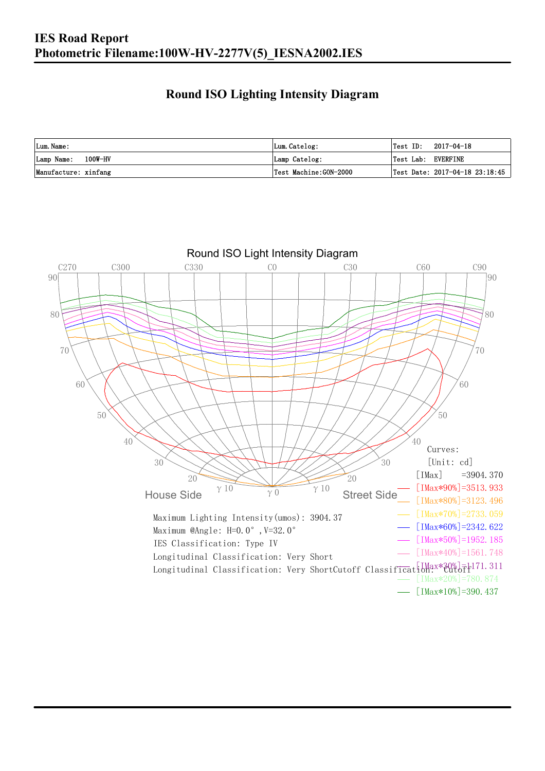# IES Road Report

## Photometric Filename:100W-HV-2277V(5)_IESNA2002.IES

### Round ISO Lighting Intensity Diagram

| Lum. Name: | Lum. Catelog: | Test ID: 2017-04-18 |
|---|---|---|
| Lamp Name: 100W-HV | Lamp Catelog: | Test Lab: EVERFINE |
| Manufacture: xinfang | Test Machine:GON-2000 | Test Date: 2017-04-18 23:18:45 |

Round ISO Light Intensity Diagram

Curves:
[Unit: cd]
[IMax] =3904.370
[IMax*90%]=3513.933
[IMax*80%]=3123.496
[IMax*70%]=2733.059
[IMax*60%]=2342.622
[IMax*50%]=1952.185
[IMax*40%]=1561.748
[IMax*30%]=1171.311
[IMax*20%]=780.874
[IMax*10%]=390.437

Maximum Lighting Intensity(umos): 3904.37
Maximum @Angle: H=0.0°, V=32.0°
IES Classification: Type IV
Longitudinal Classification: Very Short
Longitudinal Classification: Very ShortCutoff Classification: Cutoff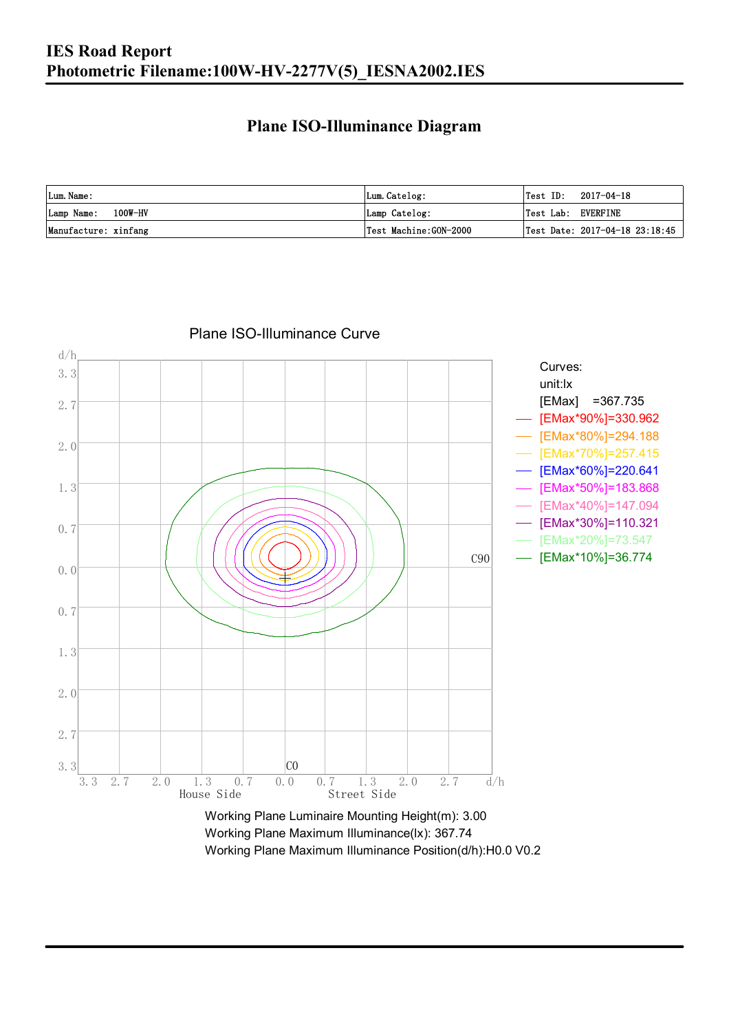# IES Road Report

# Photometric Filename:100W-HV-2277V(5)_IESNA2002.IES

## Plane ISO-Illuminance Diagram

| Lum. Name: | Lum. Catelog: | Test ID: 2017-04-18 |
|---|---|---|
| Lamp Name: 100W-HV | Lamp Catelog: | Test Lab: EVERFINE |
| Manufacture: xinfang | Test Machine:GON-2000 | Test Date: 2017-04-18 23:18:45 |

Plane ISO-Illuminance Curve

Curves:
unit:lx
[EMax] =367.735
[EMax*90%]=330.962
[EMax*80%]=294.188
[EMax*70%]=257.415
[EMax*60%]=220.641
[EMax*50%]=183.868
[EMax*40%]=147.094
[EMax*30%]=110.321
[EMax*20%]=73.547
[EMax*10%]=36.774

Working Plane Luminaire Mounting Height(m): 3.00
Working Plane Maximum Illuminance(lx): 367.74
Working Plane Maximum Illuminance Position(d/h):H0.0 V0.2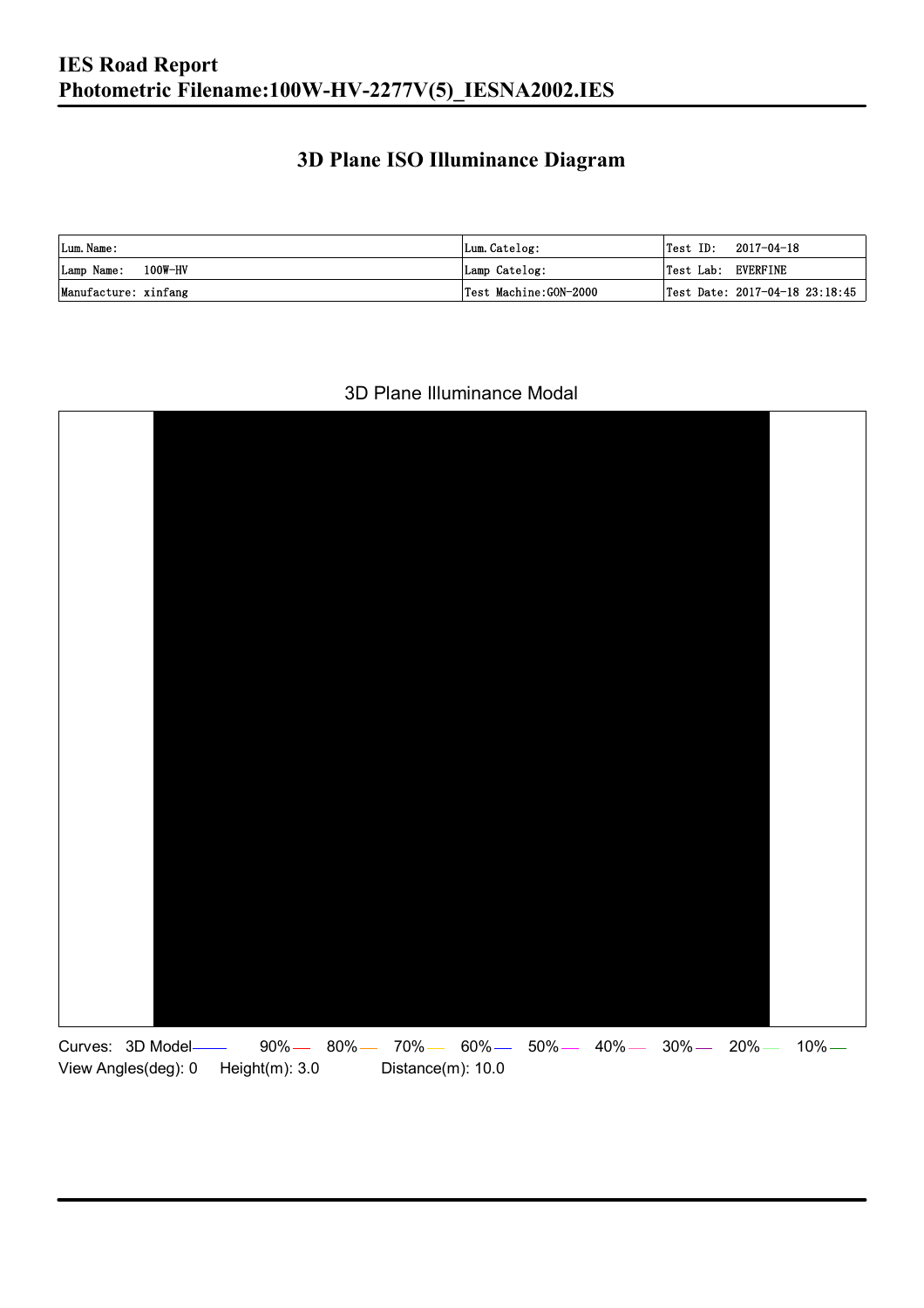# IES Road Report
# Photometric Filename:100W-HV-2277V(5)_IESNA2002.IES

## 3D Plane ISO Illuminance Diagram

| Lum.Name: | Lum.Catelog: | Test ID: 2017-04-18 |
|---|---|---|
| Lamp Name: 100W-HV | Lamp Catelog: | Test Lab: EVERFINE |
| Manufacture: xinfang | Test Machine:GON-2000 | Test Date: 2017-04-18 23:18:45 |

3D Plane Illuminance Modal

Curves: 3D Model 90% 80% 70% 60% 50% 40% 30% 20% 10%

View Angles(deg): 0 Height(m): 3.0 Distance(m): 10.0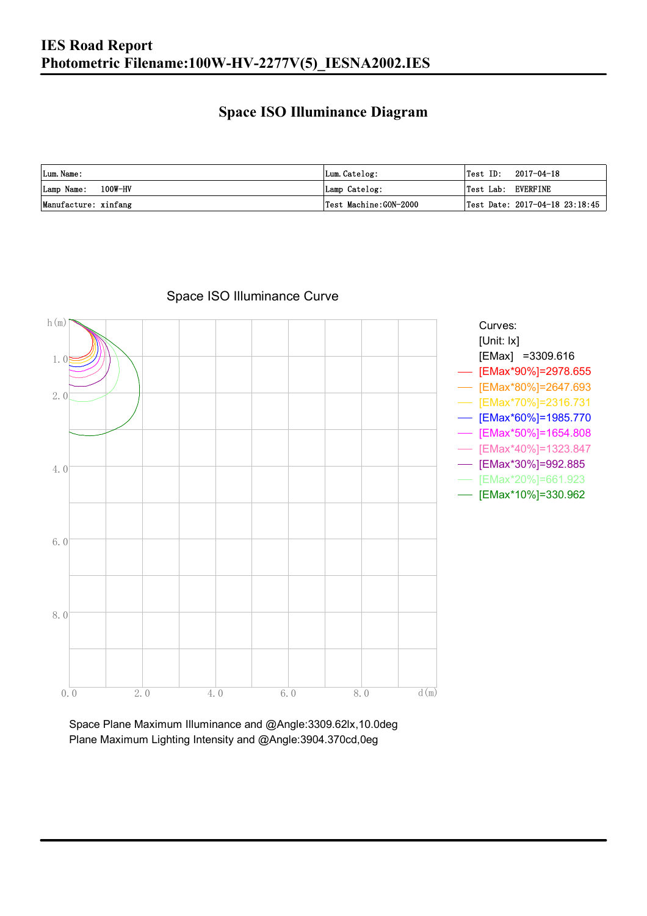# IES Road Report

# Photometric Filename:100W-HV-2277V(5)_IESNA2002.IES

## Space ISO Illuminance Diagram

| Lum. Name: | Lum. Catelog: | Test ID: 2017-04-18 |
|---|---|---|
| Lamp Name: 100W-HV | Lamp Catelog: | Test Lab: EVERFINE |
| Manufacture: xinfang | Test Machine:GON-2000 | Test Date: 2017-04-18 23:18:45 |

Space ISO Illuminance Curve

Curves:
[Unit: lx]
[EMax] =3309.616
[EMax*90%]=2978.655
[EMax*80%]=2647.693
[EMax*70%]=2316.731
[EMax*60%]=1985.770
[EMax*50%]=1654.808
[EMax*40%]=1323.847
[EMax*30%]=992.885
[EMax*20%]=661.923
[EMax*10%]=330.962

Space Plane Maximum Illuminance and @Angle:3309.62lx,10.0deg
Plane Maximum Lighting Intensity and @Angle:3904.370cd,0eg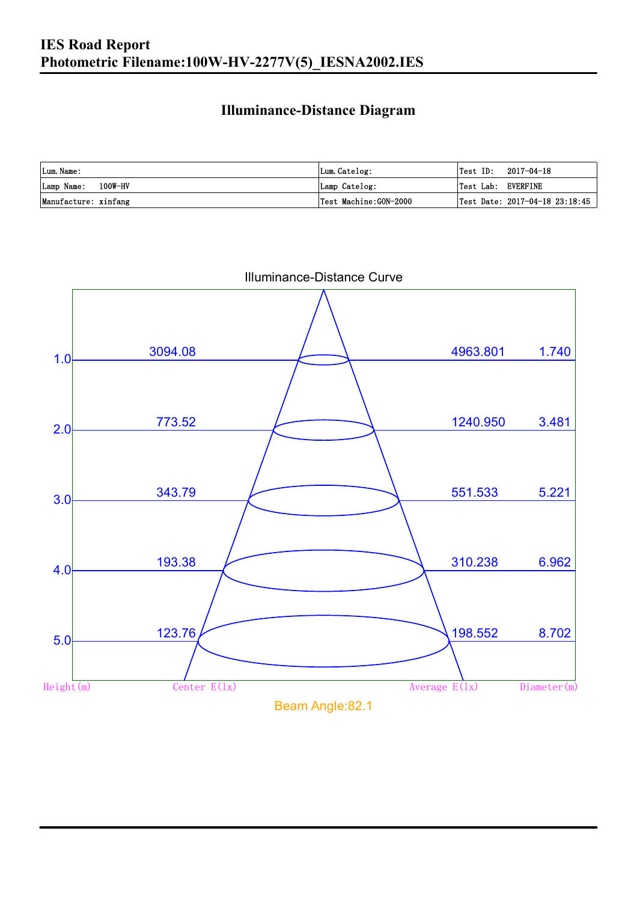# IES Road Report
# Photometric Filename:100W-HV-2277V(5)_IESNA2002.IES

## Illuminance-Distance Diagram

| Lum.Name: | Lum.Catelog: | Test ID: 2017-04-18 |
|---|---|---|
| Lamp Name: 100W-HV | Lamp Catelog: | Test Lab: EVERFINE |
| Manufacture: xinfang | Test Machine:GON-2000 | Test Date: 2017-04-18 23:18:45 |

Illuminance-Distance Curve

| Height(m) | Center E(lx) | Average E(lx) | Diameter(m) |
|---|---|---|---|
| 1.0 | 3094.08 | 4963.801 | 1.740 |
| 2.0 | 773.52 | 1240.950 | 3.481 |
| 3.0 | 343.79 | 551.533 | 5.221 |
| 4.0 | 193.38 | 310.238 | 6.962 |
| 5.0 | 123.76 | 198.552 | 8.702 |

Beam Angle:82.1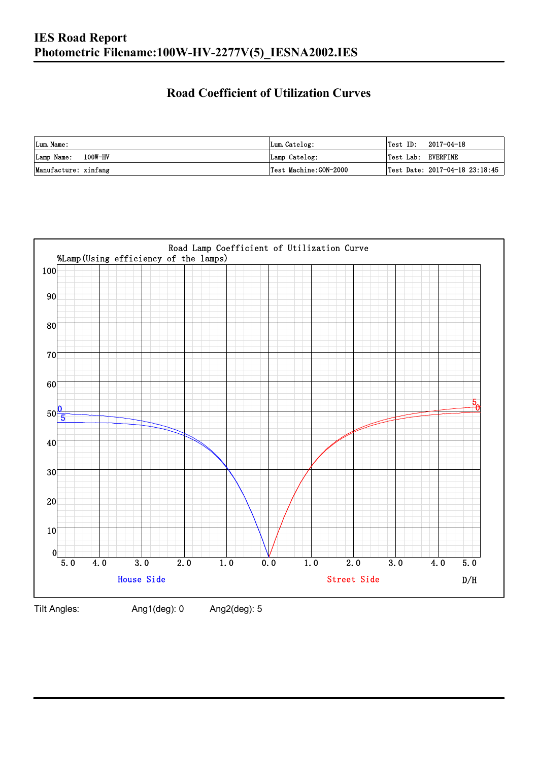# IES Road Report
# Photometric Filename:100W-HV-2277V(5)_IESNA2002.IES

## Road Coefficient of Utilization Curves

| Lum. Name: | Lum. Catelog: | Test ID: 2017-04-18 |
|---|---|---|
| Lamp Name: 100W-HV | Lamp Catelog: | Test Lab: EVERFINE |
| Manufacture: xinfang | Test Machine:GON-2000 | Test Date: 2017-04-18 23:18:45 |

Road Lamp Coefficient of Utilization Curve

%Lamp(Using efficiency of the lamps)

House Side | Street Side | D/H

Tilt Angles: Ang1(deg): 0 Ang2(deg): 5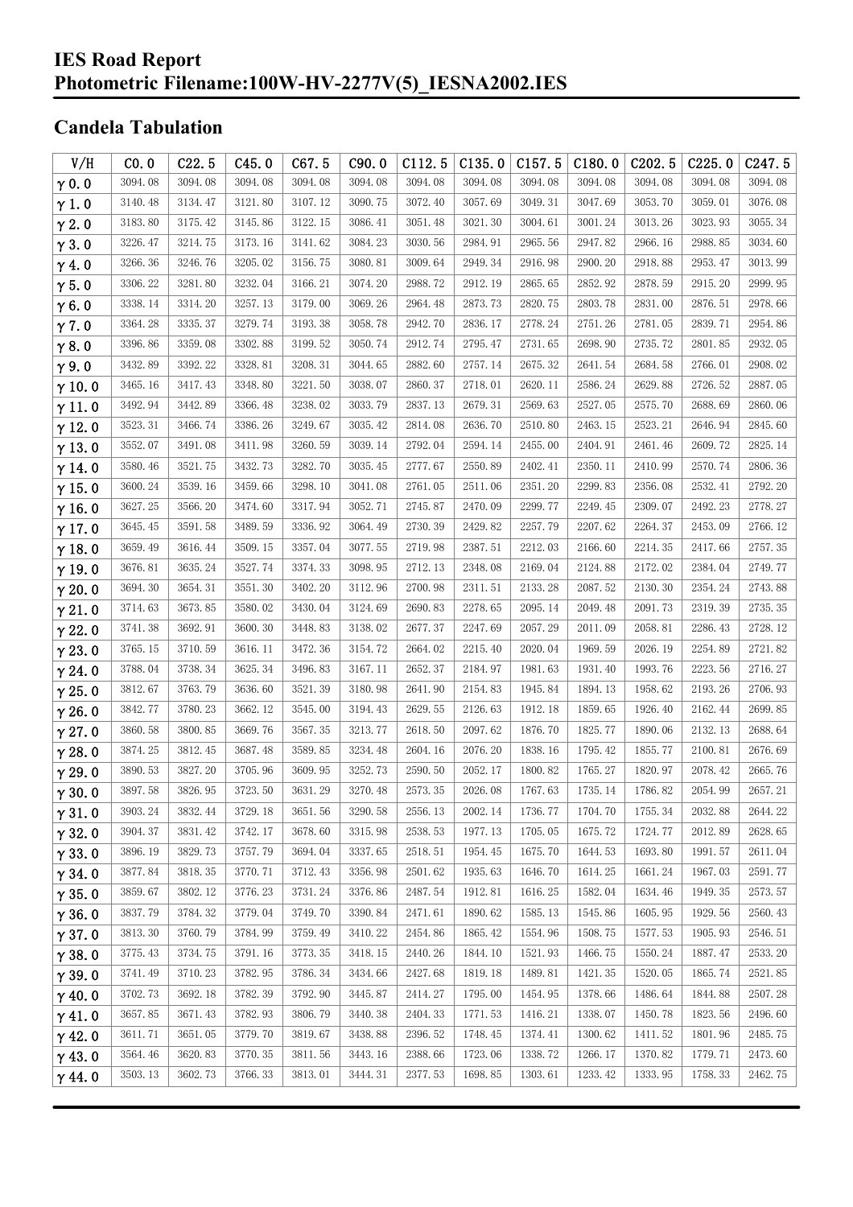# IES Road Report
# Photometric Filename:100W-HV-2277V(5)_IESNA2002.IES

## Candela Tabulation

| V/H | C0.0 | C22.5 | C45.0 | C67.5 | C90.0 | C112.5 | C135.0 | C157.5 | C180.0 | C202.5 | C225.0 | C247.5 |
|---|---|---|---|---|---|---|---|---|---|---|---|---|
| γ0.0 | 3094.08 | 3094.08 | 3094.08 | 3094.08 | 3094.08 | 3094.08 | 3094.08 | 3094.08 | 3094.08 | 3094.08 | 3094.08 | 3094.08 |
| γ1.0 | 3140.48 | 3134.47 | 3121.80 | 3107.12 | 3090.75 | 3072.40 | 3057.69 | 3049.31 | 3047.69 | 3053.70 | 3059.01 | 3076.08 |
| γ2.0 | 3183.80 | 3175.42 | 3145.86 | 3122.15 | 3086.41 | 3051.48 | 3021.30 | 3004.61 | 3001.24 | 3013.26 | 3023.93 | 3055.34 |
| γ3.0 | 3226.47 | 3214.75 | 3173.16 | 3141.62 | 3084.23 | 3030.56 | 2984.91 | 2965.56 | 2947.82 | 2966.16 | 2988.85 | 3034.60 |
| γ4.0 | 3266.36 | 3246.76 | 3205.02 | 3156.75 | 3080.81 | 3009.64 | 2949.34 | 2916.98 | 2900.20 | 2918.88 | 2953.47 | 3013.99 |
| γ5.0 | 3306.22 | 3281.80 | 3232.04 | 3166.21 | 3074.20 | 2988.72 | 2912.19 | 2865.65 | 2852.92 | 2878.59 | 2915.20 | 2999.95 |
| γ6.0 | 3338.14 | 3314.20 | 3257.13 | 3179.00 | 3069.26 | 2964.48 | 2873.73 | 2820.75 | 2803.78 | 2831.00 | 2876.51 | 2978.66 |
| γ7.0 | 3364.28 | 3335.37 | 3279.74 | 3193.38 | 3058.78 | 2942.70 | 2836.17 | 2778.24 | 2751.26 | 2781.05 | 2839.71 | 2954.86 |
| γ8.0 | 3396.86 | 3359.08 | 3302.88 | 3199.52 | 3050.74 | 2912.74 | 2795.47 | 2731.65 | 2698.90 | 2735.72 | 2801.85 | 2932.05 |
| γ9.0 | 3432.89 | 3392.22 | 3328.81 | 3208.31 | 3044.65 | 2882.60 | 2757.14 | 2675.32 | 2641.54 | 2684.58 | 2766.01 | 2908.02 |
| γ10.0 | 3465.16 | 3417.43 | 3348.80 | 3221.50 | 3038.07 | 2860.37 | 2718.01 | 2620.11 | 2586.24 | 2629.88 | 2726.52 | 2887.05 |
| γ11.0 | 3492.94 | 3442.89 | 3366.48 | 3238.02 | 3033.79 | 2837.13 | 2679.31 | 2569.63 | 2527.05 | 2575.70 | 2688.69 | 2860.06 |
| γ12.0 | 3523.31 | 3466.74 | 3386.26 | 3249.67 | 3035.42 | 2814.08 | 2636.70 | 2510.80 | 2463.15 | 2523.21 | 2646.94 | 2845.60 |
| γ13.0 | 3552.07 | 3491.08 | 3411.98 | 3260.59 | 3039.14 | 2792.04 | 2594.14 | 2455.00 | 2404.91 | 2461.46 | 2609.72 | 2825.14 |
| γ14.0 | 3580.46 | 3521.75 | 3432.73 | 3282.70 | 3035.45 | 2777.67 | 2550.89 | 2402.41 | 2350.11 | 2410.99 | 2570.74 | 2806.36 |
| γ15.0 | 3600.24 | 3539.16 | 3459.66 | 3298.10 | 3041.08 | 2761.05 | 2511.06 | 2351.20 | 2299.83 | 2356.08 | 2532.41 | 2792.20 |
| γ16.0 | 3627.25 | 3566.20 | 3474.60 | 3317.94 | 3052.71 | 2745.87 | 2470.09 | 2299.77 | 2249.45 | 2309.07 | 2492.23 | 2778.27 |
| γ17.0 | 3645.45 | 3591.58 | 3489.59 | 3336.92 | 3064.49 | 2730.39 | 2429.82 | 2257.79 | 2207.62 | 2264.37 | 2453.09 | 2766.12 |
| γ18.0 | 3659.49 | 3616.44 | 3509.15 | 3357.04 | 3077.55 | 2719.98 | 2387.51 | 2212.03 | 2166.60 | 2214.35 | 2417.66 | 2757.35 |
| γ19.0 | 3676.81 | 3635.24 | 3527.74 | 3374.33 | 3098.95 | 2712.13 | 2348.08 | 2169.04 | 2124.88 | 2172.02 | 2384.04 | 2749.77 |
| γ20.0 | 3694.30 | 3654.31 | 3551.30 | 3402.20 | 3112.96 | 2700.98 | 2311.51 | 2133.28 | 2087.52 | 2130.30 | 2354.24 | 2743.88 |
| γ21.0 | 3714.63 | 3673.85 | 3580.02 | 3430.04 | 3124.69 | 2690.83 | 2278.65 | 2095.14 | 2049.48 | 2091.73 | 2319.39 | 2735.35 |
| γ22.0 | 3741.38 | 3692.91 | 3600.30 | 3448.83 | 3138.02 | 2677.37 | 2247.69 | 2057.29 | 2011.09 | 2058.81 | 2286.43 | 2728.12 |
| γ23.0 | 3765.15 | 3710.59 | 3616.11 | 3472.36 | 3154.72 | 2664.02 | 2215.40 | 2020.04 | 1969.59 | 2026.19 | 2254.89 | 2721.82 |
| γ24.0 | 3788.04 | 3738.34 | 3625.34 | 3496.83 | 3167.11 | 2652.37 | 2184.97 | 1981.63 | 1931.40 | 1993.76 | 2223.56 | 2716.27 |
| γ25.0 | 3812.67 | 3763.79 | 3636.60 | 3521.39 | 3180.98 | 2641.90 | 2154.83 | 1945.84 | 1894.13 | 1958.62 | 2193.26 | 2706.93 |
| γ26.0 | 3842.77 | 3780.23 | 3662.12 | 3545.00 | 3194.43 | 2629.55 | 2126.63 | 1912.18 | 1859.65 | 1926.40 | 2162.44 | 2699.85 |
| γ27.0 | 3860.58 | 3800.85 | 3669.76 | 3567.35 | 3213.77 | 2618.50 | 2097.62 | 1876.70 | 1825.77 | 1890.06 | 2132.13 | 2688.64 |
| γ28.0 | 3874.25 | 3812.45 | 3687.48 | 3589.85 | 3234.48 | 2604.16 | 2076.20 | 1838.16 | 1795.42 | 1855.77 | 2100.81 | 2676.69 |
| γ29.0 | 3890.53 | 3827.20 | 3705.96 | 3609.95 | 3252.73 | 2590.50 | 2052.17 | 1800.82 | 1765.27 | 1820.97 | 2078.42 | 2665.76 |
| γ30.0 | 3897.58 | 3826.95 | 3723.50 | 3631.29 | 3270.48 | 2573.35 | 2026.08 | 1767.63 | 1735.14 | 1786.82 | 2054.99 | 2657.21 |
| γ31.0 | 3903.24 | 3832.44 | 3729.18 | 3651.56 | 3290.58 | 2556.13 | 2002.14 | 1736.77 | 1704.70 | 1755.34 | 2032.88 | 2644.22 |
| γ32.0 | 3904.37 | 3831.42 | 3742.17 | 3678.60 | 3315.98 | 2538.53 | 1977.13 | 1705.05 | 1675.72 | 1724.77 | 2012.89 | 2628.65 |
| γ33.0 | 3896.19 | 3829.73 | 3757.79 | 3694.04 | 3337.65 | 2518.51 | 1954.45 | 1675.70 | 1644.53 | 1693.80 | 1991.57 | 2611.04 |
| γ34.0 | 3877.84 | 3818.35 | 3770.71 | 3712.43 | 3356.98 | 2501.62 | 1935.63 | 1646.70 | 1614.25 | 1661.24 | 1967.03 | 2591.77 |
| γ35.0 | 3859.67 | 3802.12 | 3776.23 | 3731.24 | 3376.86 | 2487.54 | 1912.81 | 1616.25 | 1582.04 | 1634.46 | 1949.35 | 2573.57 |
| γ36.0 | 3837.79 | 3784.32 | 3779.04 | 3749.70 | 3390.84 | 2471.61 | 1890.62 | 1585.13 | 1545.86 | 1605.95 | 1929.56 | 2560.43 |
| γ37.0 | 3813.30 | 3760.79 | 3784.99 | 3759.49 | 3410.22 | 2454.86 | 1865.42 | 1554.96 | 1508.75 | 1577.53 | 1905.93 | 2546.51 |
| γ38.0 | 3775.43 | 3734.75 | 3791.16 | 3773.35 | 3418.15 | 2440.26 | 1844.10 | 1521.93 | 1466.75 | 1550.24 | 1887.47 | 2533.20 |
| γ39.0 | 3741.49 | 3710.23 | 3782.95 | 3786.34 | 3434.66 | 2427.68 | 1819.18 | 1489.81 | 1421.35 | 1520.05 | 1865.74 | 2521.85 |
| γ40.0 | 3702.73 | 3692.18 | 3782.39 | 3792.90 | 3445.87 | 2414.27 | 1795.00 | 1454.95 | 1378.66 | 1486.64 | 1844.88 | 2507.28 |
| γ41.0 | 3657.85 | 3671.43 | 3782.93 | 3806.79 | 3440.38 | 2404.33 | 1771.53 | 1416.21 | 1338.07 | 1450.78 | 1823.56 | 2496.60 |
| γ42.0 | 3611.71 | 3651.05 | 3779.70 | 3819.67 | 3438.88 | 2396.52 | 1748.45 | 1374.41 | 1300.62 | 1411.52 | 1801.96 | 2485.75 |
| γ43.0 | 3564.46 | 3620.83 | 3770.35 | 3811.56 | 3443.16 | 2388.66 | 1723.06 | 1338.72 | 1266.17 | 1370.82 | 1779.71 | 2473.60 |
| γ44.0 | 3503.13 | 3602.73 | 3766.33 | 3813.01 | 3444.31 | 2377.53 | 1698.85 | 1303.61 | 1233.42 | 1333.95 | 1758.33 | 2462.75 |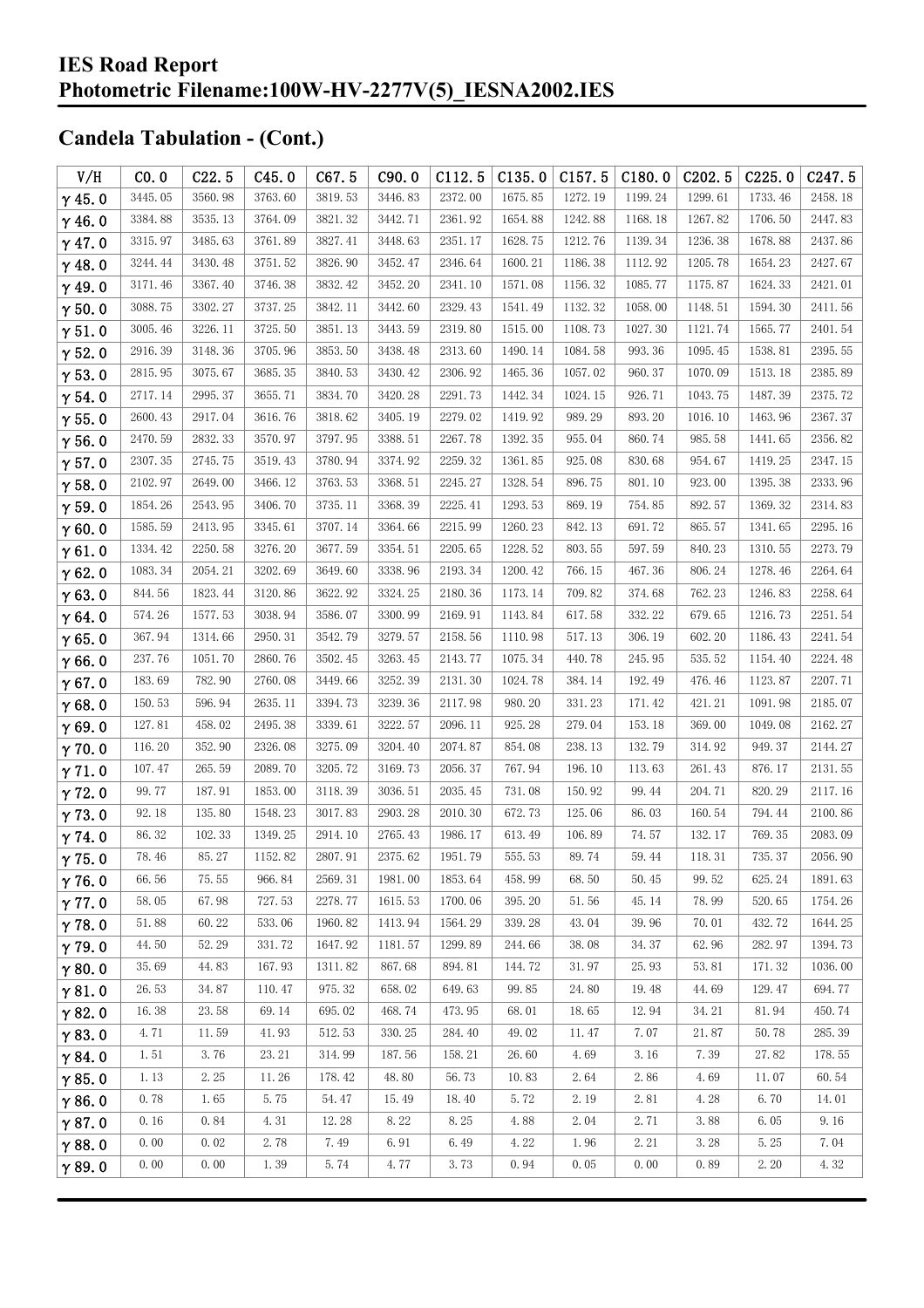# IES Road Report
# Photometric Filename:100W-HV-2277V(5)_IESNA2002.IES

## Candela Tabulation - (Cont.)

| V/H | C0.0 | C22.5 | C45.0 | C67.5 | C90.0 | C112.5 | C135.0 | C157.5 | C180.0 | C202.5 | C225.0 | C247.5 |
|---|---|---|---|---|---|---|---|---|---|---|---|---|
| γ 45.0 | 3445.05 | 3560.98 | 3763.60 | 3819.53 | 3446.83 | 2372.00 | 1675.85 | 1272.19 | 1199.24 | 1299.61 | 1733.46 | 2458.18 |
| γ 46.0 | 3384.88 | 3535.13 | 3764.09 | 3821.32 | 3442.71 | 2361.92 | 1654.88 | 1242.88 | 1168.18 | 1267.82 | 1706.50 | 2447.83 |
| γ 47.0 | 3315.97 | 3485.63 | 3761.89 | 3827.41 | 3448.63 | 2351.17 | 1628.75 | 1212.76 | 1139.34 | 1236.38 | 1678.88 | 2437.86 |
| γ 48.0 | 3244.44 | 3430.48 | 3751.52 | 3826.90 | 3452.47 | 2346.64 | 1600.21 | 1186.38 | 1112.92 | 1205.78 | 1654.23 | 2427.67 |
| γ 49.0 | 3171.46 | 3367.40 | 3746.38 | 3832.42 | 3452.20 | 2341.10 | 1571.08 | 1156.32 | 1085.77 | 1175.87 | 1624.33 | 2421.01 |
| γ 50.0 | 3088.75 | 3302.27 | 3737.25 | 3842.11 | 3442.60 | 2329.43 | 1541.49 | 1132.32 | 1058.00 | 1148.51 | 1594.30 | 2411.56 |
| γ 51.0 | 3005.46 | 3226.11 | 3725.50 | 3851.13 | 3443.59 | 2319.80 | 1515.00 | 1108.73 | 1027.30 | 1121.74 | 1565.77 | 2401.54 |
| γ 52.0 | 2916.39 | 3148.36 | 3705.96 | 3853.50 | 3438.48 | 2313.60 | 1490.14 | 1084.58 | 993.36 | 1095.45 | 1538.81 | 2395.55 |
| γ 53.0 | 2815.95 | 3075.67 | 3685.35 | 3840.53 | 3430.42 | 2306.92 | 1465.36 | 1057.02 | 960.37 | 1070.09 | 1513.18 | 2385.89 |
| γ 54.0 | 2717.14 | 2995.37 | 3655.71 | 3834.70 | 3420.28 | 2291.73 | 1442.34 | 1024.15 | 926.71 | 1043.75 | 1487.39 | 2375.72 |
| γ 55.0 | 2600.43 | 2917.04 | 3616.76 | 3818.62 | 3405.19 | 2279.02 | 1419.92 | 989.29 | 893.20 | 1016.10 | 1463.96 | 2367.37 |
| γ 56.0 | 2470.59 | 2832.33 | 3570.97 | 3797.95 | 3388.51 | 2267.78 | 1392.35 | 955.04 | 860.74 | 985.58 | 1441.65 | 2356.82 |
| γ 57.0 | 2307.35 | 2745.75 | 3519.43 | 3780.94 | 3374.92 | 2259.32 | 1361.85 | 925.08 | 830.68 | 954.67 | 1419.25 | 2347.15 |
| γ 58.0 | 2102.97 | 2649.00 | 3466.12 | 3763.53 | 3368.51 | 2245.27 | 1328.54 | 896.75 | 801.10 | 923.00 | 1395.38 | 2333.96 |
| γ 59.0 | 1854.26 | 2543.95 | 3406.70 | 3735.11 | 3368.39 | 2225.41 | 1293.53 | 869.19 | 754.85 | 892.57 | 1369.32 | 2314.83 |
| γ 60.0 | 1585.59 | 2413.95 | 3345.61 | 3707.14 | 3364.66 | 2215.99 | 1260.23 | 842.13 | 691.72 | 865.57 | 1341.65 | 2295.16 |
| γ 61.0 | 1334.42 | 2250.58 | 3276.20 | 3677.59 | 3354.51 | 2205.65 | 1228.52 | 803.55 | 597.59 | 840.23 | 1310.55 | 2273.79 |
| γ 62.0 | 1083.34 | 2054.21 | 3202.69 | 3649.60 | 3338.96 | 2193.34 | 1200.42 | 766.15 | 467.36 | 806.24 | 1278.46 | 2264.64 |
| γ 63.0 | 844.56 | 1823.44 | 3120.86 | 3622.92 | 3324.25 | 2180.36 | 1173.14 | 709.82 | 374.68 | 762.23 | 1246.83 | 2258.64 |
| γ 64.0 | 574.26 | 1577.53 | 3038.94 | 3586.07 | 3300.99 | 2169.91 | 1143.84 | 617.58 | 332.22 | 679.65 | 1216.73 | 2251.54 |
| γ 65.0 | 367.94 | 1314.66 | 2950.31 | 3542.79 | 3279.57 | 2158.56 | 1110.98 | 517.13 | 306.19 | 602.20 | 1186.43 | 2241.54 |
| γ 66.0 | 237.76 | 1051.70 | 2860.76 | 3502.45 | 3263.45 | 2143.77 | 1075.34 | 440.78 | 245.95 | 535.52 | 1154.40 | 2224.48 |
| γ 67.0 | 183.69 | 782.90 | 2760.08 | 3449.66 | 3252.39 | 2131.30 | 1024.78 | 384.14 | 192.49 | 476.46 | 1123.87 | 2207.71 |
| γ 68.0 | 150.53 | 596.94 | 2635.11 | 3394.73 | 3239.36 | 2117.98 | 980.20 | 331.23 | 171.42 | 421.21 | 1091.98 | 2185.07 |
| γ 69.0 | 127.81 | 458.02 | 2495.38 | 3339.61 | 3222.57 | 2096.11 | 925.28 | 279.04 | 153.18 | 369.00 | 1049.08 | 2162.27 |
| γ 70.0 | 116.20 | 352.90 | 2326.08 | 3275.09 | 3204.40 | 2074.87 | 854.08 | 238.13 | 132.79 | 314.92 | 949.37 | 2144.27 |
| γ 71.0 | 107.47 | 265.59 | 2089.70 | 3205.72 | 3169.73 | 2056.37 | 767.94 | 196.10 | 113.63 | 261.43 | 876.17 | 2131.55 |
| γ 72.0 | 99.77 | 187.91 | 1853.00 | 3118.39 | 3036.51 | 2035.45 | 731.08 | 150.92 | 99.44 | 204.71 | 820.29 | 2117.16 |
| γ 73.0 | 92.18 | 135.80 | 1548.23 | 3017.83 | 2903.28 | 2010.30 | 672.73 | 125.06 | 86.03 | 160.54 | 794.44 | 2100.86 |
| γ 74.0 | 86.32 | 102.33 | 1349.25 | 2914.10 | 2765.43 | 1986.17 | 613.49 | 106.89 | 74.57 | 132.17 | 769.35 | 2083.09 |
| γ 75.0 | 78.46 | 85.27 | 1152.82 | 2807.91 | 2375.62 | 1951.79 | 555.53 | 89.74 | 59.44 | 118.31 | 735.37 | 2056.90 |
| γ 76.0 | 66.56 | 75.55 | 966.84 | 2569.31 | 1981.00 | 1853.64 | 458.99 | 68.50 | 50.45 | 99.52 | 625.24 | 1891.63 |
| γ 77.0 | 58.05 | 67.98 | 727.53 | 2278.77 | 1615.53 | 1700.06 | 395.20 | 51.56 | 45.14 | 78.99 | 520.65 | 1754.26 |
| γ 78.0 | 51.88 | 60.22 | 533.06 | 1960.82 | 1413.94 | 1564.29 | 339.28 | 43.04 | 39.96 | 70.01 | 432.72 | 1644.25 |
| γ 79.0 | 44.50 | 52.29 | 331.72 | 1647.92 | 1181.57 | 1299.89 | 244.66 | 38.08 | 34.37 | 62.96 | 282.97 | 1394.73 |
| γ 80.0 | 35.69 | 44.83 | 167.93 | 1311.82 | 867.68 | 894.81 | 144.72 | 31.97 | 25.93 | 53.81 | 171.32 | 1036.00 |
| γ 81.0 | 26.53 | 34.87 | 110.47 | 975.32 | 658.02 | 649.63 | 99.85 | 24.80 | 19.48 | 44.69 | 129.47 | 694.77 |
| γ 82.0 | 16.38 | 23.58 | 69.14 | 695.02 | 468.74 | 473.95 | 68.01 | 18.65 | 12.94 | 34.21 | 81.94 | 450.74 |
| γ 83.0 | 4.71 | 11.59 | 41.93 | 512.53 | 330.25 | 284.40 | 49.02 | 11.47 | 7.07 | 21.87 | 50.78 | 285.39 |
| γ 84.0 | 1.51 | 3.76 | 23.21 | 314.99 | 187.56 | 158.21 | 26.60 | 4.69 | 3.16 | 7.39 | 27.82 | 178.55 |
| γ 85.0 | 1.13 | 2.25 | 11.26 | 178.42 | 48.80 | 56.73 | 10.83 | 2.64 | 2.86 | 4.69 | 11.07 | 60.54 |
| γ 86.0 | 0.78 | 1.65 | 5.75 | 54.47 | 15.49 | 18.40 | 5.72 | 2.19 | 2.81 | 4.28 | 6.70 | 14.01 |
| γ 87.0 | 0.16 | 0.84 | 4.31 | 12.28 | 8.22 | 8.25 | 4.88 | 2.04 | 2.71 | 3.88 | 6.05 | 9.16 |
| γ 88.0 | 0.00 | 0.02 | 2.78 | 7.49 | 6.91 | 6.49 | 4.22 | 1.96 | 2.21 | 3.28 | 5.25 | 7.04 |
| γ 89.0 | 0.00 | 0.00 | 1.39 | 5.74 | 4.77 | 3.73 | 0.94 | 0.05 | 0.00 | 0.89 | 2.20 | 4.32 |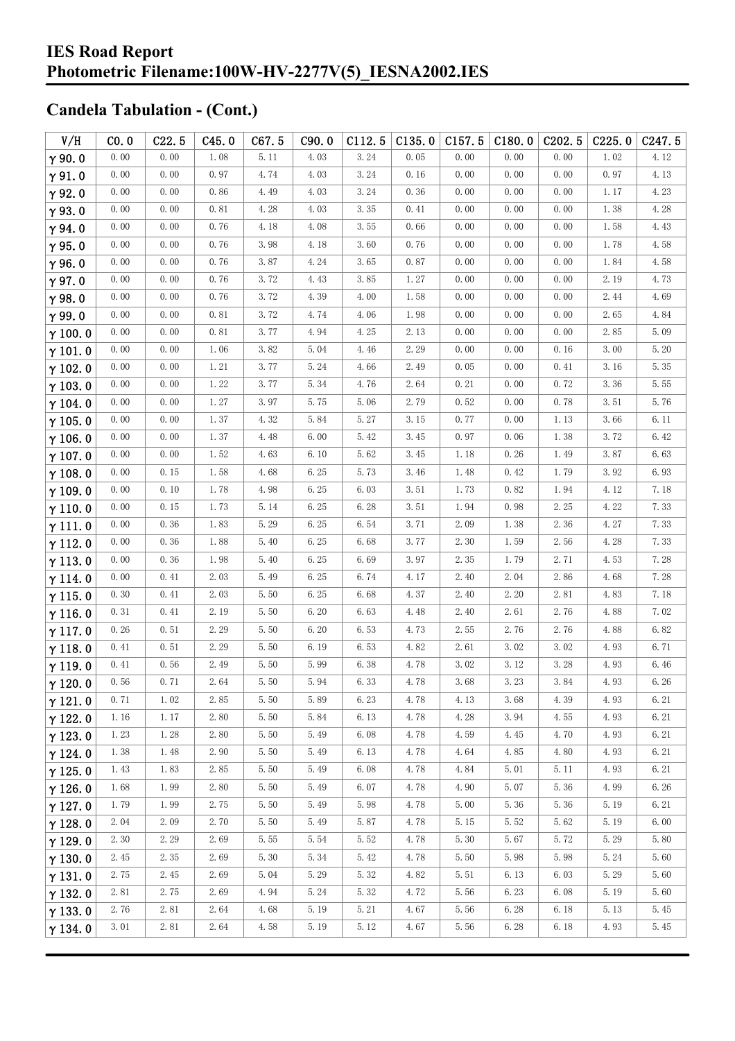# IES Road Report

**Photometric Filename:100W-HV-2277V(5)_IESNA2002.IES**

## Candela Tabulation - (Cont.)

| V/H | C0.0 | C22.5 | C45.0 | C67.5 | C90.0 | C112.5 | C135.0 | C157.5 | C180.0 | C202.5 | C225.0 | C247.5 |
|---|---|---|---|---|---|---|---|---|---|---|---|---|
| γ 90.0 | 0.00 | 0.00 | 1.08 | 5.11 | 4.03 | 3.24 | 0.05 | 0.00 | 0.00 | 0.00 | 1.02 | 4.12 |
| γ 91.0 | 0.00 | 0.00 | 0.97 | 4.74 | 4.03 | 3.24 | 0.16 | 0.00 | 0.00 | 0.00 | 0.97 | 4.13 |
| γ 92.0 | 0.00 | 0.00 | 0.86 | 4.49 | 4.03 | 3.24 | 0.36 | 0.00 | 0.00 | 0.00 | 1.17 | 4.23 |
| γ 93.0 | 0.00 | 0.00 | 0.81 | 4.28 | 4.03 | 3.35 | 0.41 | 0.00 | 0.00 | 0.00 | 1.38 | 4.28 |
| γ 94.0 | 0.00 | 0.00 | 0.76 | 4.18 | 4.08 | 3.55 | 0.66 | 0.00 | 0.00 | 0.00 | 1.58 | 4.43 |
| γ 95.0 | 0.00 | 0.00 | 0.76 | 3.98 | 4.18 | 3.60 | 0.76 | 0.00 | 0.00 | 0.00 | 1.78 | 4.58 |
| γ 96.0 | 0.00 | 0.00 | 0.76 | 3.87 | 4.24 | 3.65 | 0.87 | 0.00 | 0.00 | 0.00 | 1.84 | 4.58 |
| γ 97.0 | 0.00 | 0.00 | 0.76 | 3.72 | 4.43 | 3.85 | 1.27 | 0.00 | 0.00 | 0.00 | 2.19 | 4.73 |
| γ 98.0 | 0.00 | 0.00 | 0.76 | 3.72 | 4.39 | 4.00 | 1.58 | 0.00 | 0.00 | 0.00 | 2.44 | 4.69 |
| γ 99.0 | 0.00 | 0.00 | 0.81 | 3.72 | 4.74 | 4.06 | 1.98 | 0.00 | 0.00 | 0.00 | 2.65 | 4.84 |
| γ 100.0 | 0.00 | 0.00 | 0.81 | 3.77 | 4.94 | 4.25 | 2.13 | 0.00 | 0.00 | 0.00 | 2.85 | 5.09 |
| γ 101.0 | 0.00 | 0.00 | 1.06 | 3.82 | 5.04 | 4.46 | 2.29 | 0.00 | 0.00 | 0.16 | 3.00 | 5.20 |
| γ 102.0 | 0.00 | 0.00 | 1.21 | 3.77 | 5.24 | 4.66 | 2.49 | 0.05 | 0.00 | 0.41 | 3.16 | 5.35 |
| γ 103.0 | 0.00 | 0.00 | 1.22 | 3.77 | 5.34 | 4.76 | 2.64 | 0.21 | 0.00 | 0.72 | 3.36 | 5.55 |
| γ 104.0 | 0.00 | 0.00 | 1.27 | 3.97 | 5.75 | 5.06 | 2.79 | 0.52 | 0.00 | 0.78 | 3.51 | 5.76 |
| γ 105.0 | 0.00 | 0.00 | 1.37 | 4.32 | 5.84 | 5.27 | 3.15 | 0.77 | 0.00 | 1.13 | 3.66 | 6.11 |
| γ 106.0 | 0.00 | 0.00 | 1.37 | 4.48 | 6.00 | 5.42 | 3.45 | 0.97 | 0.06 | 1.38 | 3.72 | 6.42 |
| γ 107.0 | 0.00 | 0.00 | 1.52 | 4.63 | 6.10 | 5.62 | 3.45 | 1.18 | 0.26 | 1.49 | 3.87 | 6.63 |
| γ 108.0 | 0.00 | 0.15 | 1.58 | 4.68 | 6.25 | 5.73 | 3.46 | 1.48 | 0.42 | 1.79 | 3.92 | 6.93 |
| γ 109.0 | 0.00 | 0.10 | 1.78 | 4.98 | 6.25 | 6.03 | 3.51 | 1.73 | 0.82 | 1.94 | 4.12 | 7.18 |
| γ 110.0 | 0.00 | 0.15 | 1.73 | 5.14 | 6.25 | 6.28 | 3.51 | 1.94 | 0.98 | 2.25 | 4.22 | 7.33 |
| γ 111.0 | 0.00 | 0.36 | 1.83 | 5.29 | 6.25 | 6.54 | 3.71 | 2.09 | 1.38 | 2.36 | 4.27 | 7.33 |
| γ 112.0 | 0.00 | 0.36 | 1.88 | 5.40 | 6.25 | 6.68 | 3.77 | 2.30 | 1.59 | 2.56 | 4.28 | 7.33 |
| γ 113.0 | 0.00 | 0.36 | 1.98 | 5.40 | 6.25 | 6.69 | 3.97 | 2.35 | 1.79 | 2.71 | 4.53 | 7.28 |
| γ 114.0 | 0.00 | 0.41 | 2.03 | 5.49 | 6.25 | 6.74 | 4.17 | 2.40 | 2.04 | 2.86 | 4.68 | 7.28 |
| γ 115.0 | 0.30 | 0.41 | 2.03 | 5.50 | 6.25 | 6.68 | 4.37 | 2.40 | 2.20 | 2.81 | 4.83 | 7.18 |
| γ 116.0 | 0.31 | 0.41 | 2.19 | 5.50 | 6.20 | 6.63 | 4.48 | 2.40 | 2.61 | 2.76 | 4.88 | 7.02 |
| γ 117.0 | 0.26 | 0.51 | 2.29 | 5.50 | 6.20 | 6.53 | 4.73 | 2.55 | 2.76 | 2.76 | 4.88 | 6.82 |
| γ 118.0 | 0.41 | 0.51 | 2.29 | 5.50 | 6.19 | 6.53 | 4.82 | 2.61 | 3.02 | 3.02 | 4.93 | 6.71 |
| γ 119.0 | 0.41 | 0.56 | 2.49 | 5.50 | 5.99 | 6.38 | 4.78 | 3.02 | 3.12 | 3.28 | 4.93 | 6.46 |
| γ 120.0 | 0.56 | 0.71 | 2.64 | 5.50 | 5.94 | 6.33 | 4.78 | 3.68 | 3.23 | 3.84 | 4.93 | 6.26 |
| γ 121.0 | 0.71 | 1.02 | 2.85 | 5.50 | 5.89 | 6.23 | 4.78 | 4.13 | 3.68 | 4.39 | 4.93 | 6.21 |
| γ 122.0 | 1.16 | 1.17 | 2.80 | 5.50 | 5.84 | 6.13 | 4.78 | 4.28 | 3.94 | 4.55 | 4.93 | 6.21 |
| γ 123.0 | 1.23 | 1.28 | 2.80 | 5.50 | 5.49 | 6.08 | 4.78 | 4.59 | 4.45 | 4.70 | 4.93 | 6.21 |
| γ 124.0 | 1.38 | 1.48 | 2.90 | 5.50 | 5.49 | 6.13 | 4.78 | 4.64 | 4.85 | 4.80 | 4.93 | 6.21 |
| γ 125.0 | 1.43 | 1.83 | 2.85 | 5.50 | 5.49 | 6.08 | 4.78 | 4.84 | 5.01 | 5.11 | 4.93 | 6.21 |
| γ 126.0 | 1.68 | 1.99 | 2.80 | 5.50 | 5.49 | 6.07 | 4.78 | 4.90 | 5.07 | 5.36 | 4.99 | 6.26 |
| γ 127.0 | 1.79 | 1.99 | 2.75 | 5.50 | 5.49 | 5.98 | 4.78 | 5.00 | 5.36 | 5.36 | 5.19 | 6.21 |
| γ 128.0 | 2.04 | 2.09 | 2.70 | 5.50 | 5.49 | 5.87 | 4.78 | 5.15 | 5.52 | 5.62 | 5.19 | 6.00 |
| γ 129.0 | 2.30 | 2.29 | 2.69 | 5.55 | 5.54 | 5.52 | 4.78 | 5.30 | 5.67 | 5.72 | 5.29 | 5.80 |
| γ 130.0 | 2.45 | 2.35 | 2.69 | 5.30 | 5.34 | 5.42 | 4.78 | 5.50 | 5.98 | 5.98 | 5.24 | 5.60 |
| γ 131.0 | 2.75 | 2.45 | 2.69 | 5.04 | 5.29 | 5.32 | 4.82 | 5.51 | 6.13 | 6.03 | 5.29 | 5.60 |
| γ 132.0 | 2.81 | 2.75 | 2.69 | 4.94 | 5.24 | 5.32 | 4.72 | 5.56 | 6.23 | 6.08 | 5.19 | 5.60 |
| γ 133.0 | 2.76 | 2.81 | 2.64 | 4.68 | 5.19 | 5.21 | 4.67 | 5.56 | 6.28 | 6.18 | 5.13 | 5.45 |
| γ 134.0 | 3.01 | 2.81 | 2.64 | 4.58 | 5.19 | 5.12 | 4.67 | 5.56 | 6.28 | 6.18 | 4.93 | 5.45 |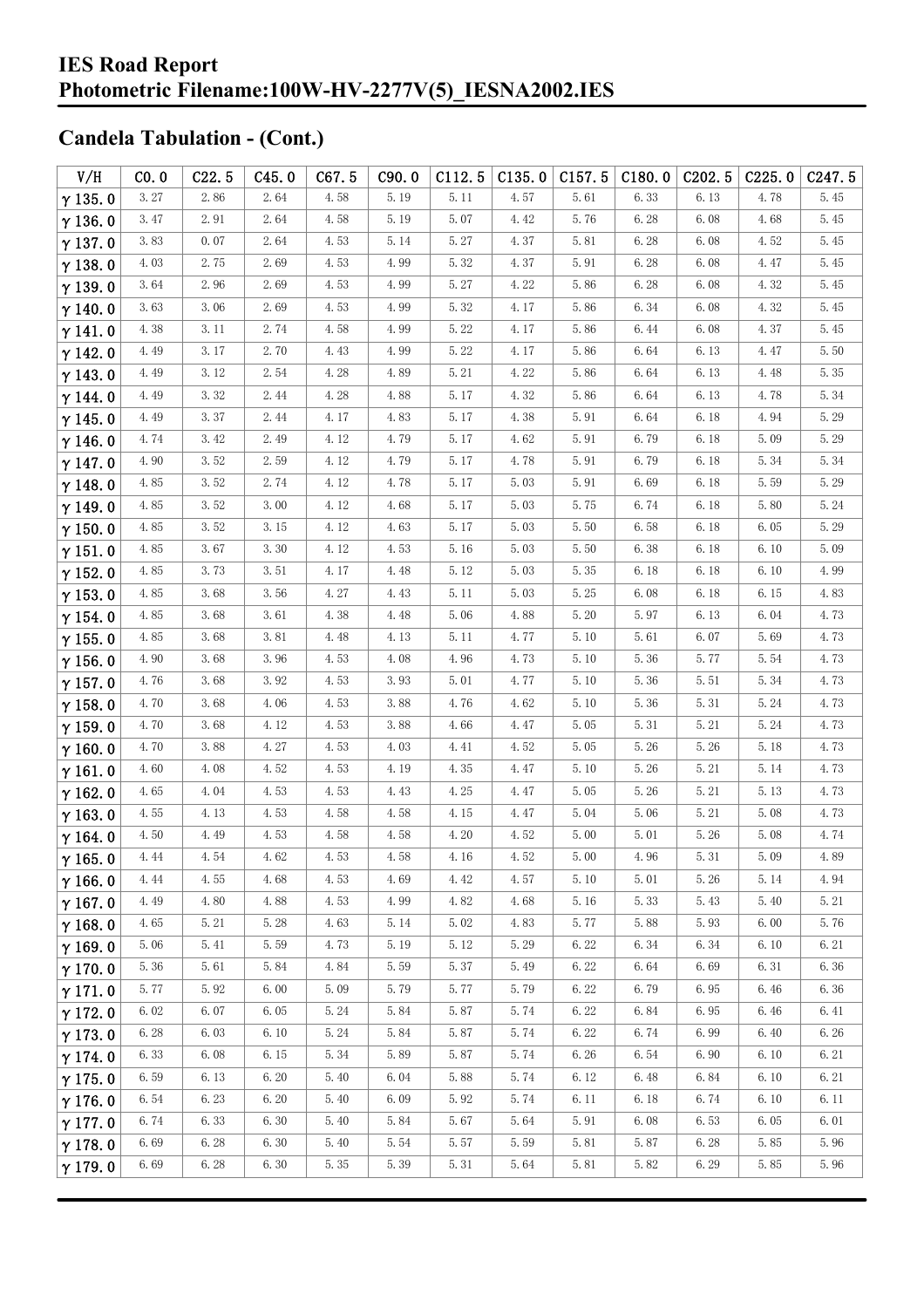## Candela Tabulation - (Cont.)

| V/H | C0.0 | C22.5 | C45.0 | C67.5 | C90.0 | C112.5 | C135.0 | C157.5 | C180.0 | C202.5 | C225.0 | C247.5 |
|---|---|---|---|---|---|---|---|---|---|---|---|---|
| γ 135.0 | 3.27 | 2.86 | 2.64 | 4.58 | 5.19 | 5.11 | 4.57 | 5.61 | 6.33 | 6.13 | 4.78 | 5.45 |
| γ 136.0 | 3.47 | 2.91 | 2.64 | 4.58 | 5.19 | 5.07 | 4.42 | 5.76 | 6.28 | 6.08 | 4.68 | 5.45 |
| γ 137.0 | 3.83 | 0.07 | 2.64 | 4.53 | 5.14 | 5.27 | 4.37 | 5.81 | 6.28 | 6.08 | 4.52 | 5.45 |
| γ 138.0 | 4.03 | 2.75 | 2.69 | 4.53 | 4.99 | 5.32 | 4.37 | 5.91 | 6.28 | 6.08 | 4.47 | 5.45 |
| γ 139.0 | 3.64 | 2.96 | 2.69 | 4.53 | 4.99 | 5.27 | 4.22 | 5.86 | 6.28 | 6.08 | 4.32 | 5.45 |
| γ 140.0 | 3.63 | 3.06 | 2.69 | 4.53 | 4.99 | 5.32 | 4.17 | 5.86 | 6.34 | 6.08 | 4.32 | 5.45 |
| γ 141.0 | 4.38 | 3.11 | 2.74 | 4.58 | 4.99 | 5.22 | 4.17 | 5.86 | 6.44 | 6.08 | 4.37 | 5.45 |
| γ 142.0 | 4.49 | 3.17 | 2.70 | 4.43 | 4.99 | 5.22 | 4.17 | 5.86 | 6.64 | 6.13 | 4.47 | 5.50 |
| γ 143.0 | 4.49 | 3.12 | 2.54 | 4.28 | 4.89 | 5.21 | 4.22 | 5.86 | 6.64 | 6.13 | 4.48 | 5.35 |
| γ 144.0 | 4.49 | 3.32 | 2.44 | 4.28 | 4.88 | 5.17 | 4.32 | 5.86 | 6.64 | 6.13 | 4.78 | 5.34 |
| γ 145.0 | 4.49 | 3.37 | 2.44 | 4.17 | 4.83 | 5.17 | 4.38 | 5.91 | 6.64 | 6.18 | 4.94 | 5.29 |
| γ 146.0 | 4.74 | 3.42 | 2.49 | 4.12 | 4.79 | 5.17 | 4.62 | 5.91 | 6.79 | 6.18 | 5.09 | 5.29 |
| γ 147.0 | 4.90 | 3.52 | 2.59 | 4.12 | 4.79 | 5.17 | 4.78 | 5.91 | 6.79 | 6.18 | 5.34 | 5.34 |
| γ 148.0 | 4.85 | 3.52 | 2.74 | 4.12 | 4.78 | 5.17 | 5.03 | 5.91 | 6.69 | 6.18 | 5.59 | 5.29 |
| γ 149.0 | 4.85 | 3.52 | 3.00 | 4.12 | 4.68 | 5.17 | 5.03 | 5.75 | 6.74 | 6.18 | 5.80 | 5.24 |
| γ 150.0 | 4.85 | 3.52 | 3.15 | 4.12 | 4.63 | 5.17 | 5.03 | 5.50 | 6.58 | 6.18 | 6.05 | 5.29 |
| γ 151.0 | 4.85 | 3.67 | 3.30 | 4.12 | 4.53 | 5.16 | 5.03 | 5.50 | 6.38 | 6.18 | 6.10 | 5.09 |
| γ 152.0 | 4.85 | 3.73 | 3.51 | 4.17 | 4.48 | 5.12 | 5.03 | 5.35 | 6.18 | 6.18 | 6.10 | 4.99 |
| γ 153.0 | 4.85 | 3.68 | 3.56 | 4.27 | 4.43 | 5.11 | 5.03 | 5.25 | 6.08 | 6.18 | 6.15 | 4.83 |
| γ 154.0 | 4.85 | 3.68 | 3.61 | 4.38 | 4.48 | 5.06 | 4.88 | 5.20 | 5.97 | 6.13 | 6.04 | 4.73 |
| γ 155.0 | 4.85 | 3.68 | 3.81 | 4.48 | 4.13 | 5.11 | 4.77 | 5.10 | 5.61 | 6.07 | 5.69 | 4.73 |
| γ 156.0 | 4.90 | 3.68 | 3.96 | 4.53 | 4.08 | 4.96 | 4.73 | 5.10 | 5.36 | 5.77 | 5.54 | 4.73 |
| γ 157.0 | 4.76 | 3.68 | 3.92 | 4.53 | 3.93 | 5.01 | 4.77 | 5.10 | 5.36 | 5.51 | 5.34 | 4.73 |
| γ 158.0 | 4.70 | 3.68 | 4.06 | 4.53 | 3.88 | 4.76 | 4.62 | 5.10 | 5.36 | 5.31 | 5.24 | 4.73 |
| γ 159.0 | 4.70 | 3.68 | 4.12 | 4.53 | 3.88 | 4.66 | 4.47 | 5.05 | 5.31 | 5.21 | 5.24 | 4.73 |
| γ 160.0 | 4.70 | 3.88 | 4.27 | 4.53 | 4.03 | 4.41 | 4.52 | 5.05 | 5.26 | 5.26 | 5.18 | 4.73 |
| γ 161.0 | 4.60 | 4.08 | 4.52 | 4.53 | 4.19 | 4.35 | 4.47 | 5.10 | 5.26 | 5.21 | 5.14 | 4.73 |
| γ 162.0 | 4.65 | 4.04 | 4.53 | 4.53 | 4.43 | 4.25 | 4.47 | 5.05 | 5.26 | 5.21 | 5.13 | 4.73 |
| γ 163.0 | 4.55 | 4.13 | 4.53 | 4.58 | 4.58 | 4.15 | 4.47 | 5.04 | 5.06 | 5.21 | 5.08 | 4.73 |
| γ 164.0 | 4.50 | 4.49 | 4.53 | 4.58 | 4.58 | 4.20 | 4.52 | 5.00 | 5.01 | 5.26 | 5.08 | 4.74 |
| γ 165.0 | 4.44 | 4.54 | 4.62 | 4.53 | 4.58 | 4.16 | 4.52 | 5.00 | 4.96 | 5.31 | 5.09 | 4.89 |
| γ 166.0 | 4.44 | 4.55 | 4.68 | 4.53 | 4.69 | 4.42 | 4.57 | 5.10 | 5.01 | 5.26 | 5.14 | 4.94 |
| γ 167.0 | 4.49 | 4.80 | 4.88 | 4.53 | 4.99 | 4.82 | 4.68 | 5.16 | 5.33 | 5.43 | 5.40 | 5.21 |
| γ 168.0 | 4.65 | 5.21 | 5.28 | 4.63 | 5.14 | 5.02 | 4.83 | 5.77 | 5.88 | 5.93 | 6.00 | 5.76 |
| γ 169.0 | 5.06 | 5.41 | 5.59 | 4.73 | 5.19 | 5.12 | 5.29 | 6.22 | 6.34 | 6.34 | 6.10 | 6.21 |
| γ 170.0 | 5.36 | 5.61 | 5.84 | 4.84 | 5.59 | 5.37 | 5.49 | 6.22 | 6.64 | 6.69 | 6.31 | 6.36 |
| γ 171.0 | 5.77 | 5.92 | 6.00 | 5.09 | 5.79 | 5.77 | 5.79 | 6.22 | 6.79 | 6.95 | 6.46 | 6.36 |
| γ 172.0 | 6.02 | 6.07 | 6.05 | 5.24 | 5.84 | 5.87 | 5.74 | 6.22 | 6.84 | 6.95 | 6.46 | 6.41 |
| γ 173.0 | 6.28 | 6.03 | 6.10 | 5.24 | 5.84 | 5.87 | 5.74 | 6.22 | 6.74 | 6.99 | 6.40 | 6.26 |
| γ 174.0 | 6.33 | 6.08 | 6.15 | 5.34 | 5.89 | 5.87 | 5.74 | 6.26 | 6.54 | 6.90 | 6.10 | 6.21 |
| γ 175.0 | 6.59 | 6.13 | 6.20 | 5.40 | 6.04 | 5.88 | 5.74 | 6.12 | 6.48 | 6.84 | 6.10 | 6.21 |
| γ 176.0 | 6.54 | 6.23 | 6.20 | 5.40 | 6.09 | 5.92 | 5.74 | 6.11 | 6.18 | 6.74 | 6.10 | 6.11 |
| γ 177.0 | 6.74 | 6.33 | 6.30 | 5.40 | 5.84 | 5.67 | 5.64 | 5.91 | 6.08 | 6.53 | 6.05 | 6.01 |
| γ 178.0 | 6.69 | 6.28 | 6.30 | 5.40 | 5.54 | 5.57 | 5.59 | 5.81 | 5.87 | 6.28 | 5.85 | 5.96 |
| γ 179.0 | 6.69 | 6.28 | 6.30 | 5.35 | 5.39 | 5.31 | 5.64 | 5.81 | 5.82 | 6.29 | 5.85 | 5.96 |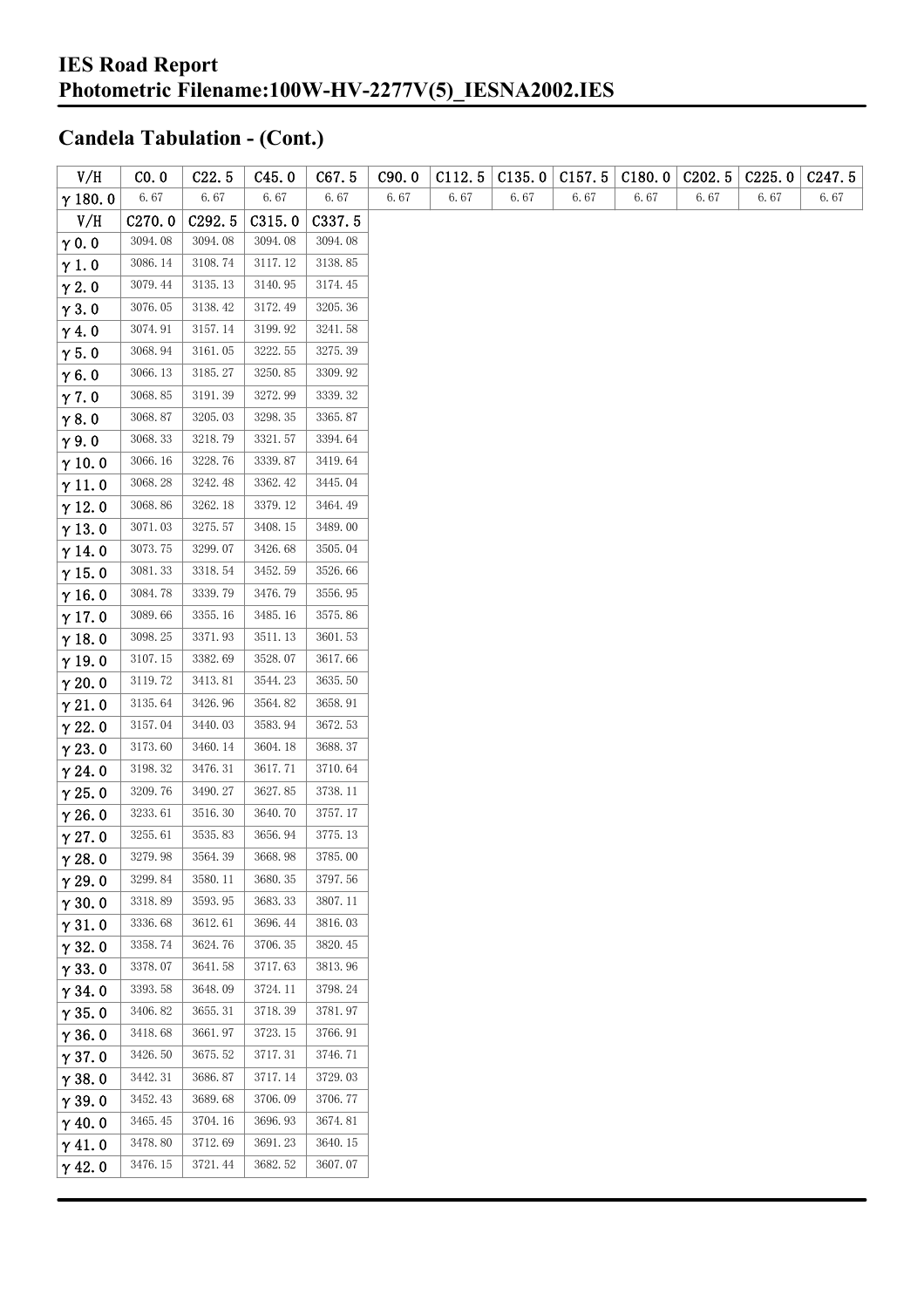# IES Road Report
# Photometric Filename:100W-HV-2277V(5)_IESNA2002.IES

## Candela Tabulation - (Cont.)

| V/H | C0.0 | C22.5 | C45.0 | C67.5 | C90.0 | C112.5 | C135.0 | C157.5 | C180.0 | C202.5 | C225.0 | C247.5 |
|---|---|---|---|---|---|---|---|---|---|---|---|---|
| γ 180.0 | 6.67 | 6.67 | 6.67 | 6.67 | 6.67 | 6.67 | 6.67 | 6.67 | 6.67 | 6.67 | 6.67 | 6.67 |

| V/H | C270.0 | C292.5 | C315.0 | C337.5 |
|---|---|---|---|---|
| γ 0.0 | 3094.08 | 3094.08 | 3094.08 | 3094.08 |
| γ 1.0 | 3086.14 | 3108.74 | 3117.12 | 3138.85 |
| γ 2.0 | 3079.44 | 3135.13 | 3140.95 | 3174.45 |
| γ 3.0 | 3076.05 | 3138.42 | 3172.49 | 3205.36 |
| γ 4.0 | 3074.91 | 3157.14 | 3199.92 | 3241.58 |
| γ 5.0 | 3068.94 | 3161.05 | 3222.55 | 3275.39 |
| γ 6.0 | 3066.13 | 3185.27 | 3250.85 | 3309.92 |
| γ 7.0 | 3068.85 | 3191.39 | 3272.99 | 3339.32 |
| γ 8.0 | 3068.87 | 3205.03 | 3298.35 | 3365.87 |
| γ 9.0 | 3068.33 | 3218.79 | 3321.57 | 3394.64 |
| γ 10.0 | 3066.16 | 3228.76 | 3339.87 | 3419.64 |
| γ 11.0 | 3068.28 | 3242.48 | 3362.42 | 3445.04 |
| γ 12.0 | 3068.86 | 3262.18 | 3379.12 | 3464.49 |
| γ 13.0 | 3071.03 | 3275.57 | 3408.15 | 3489.00 |
| γ 14.0 | 3073.75 | 3299.07 | 3426.68 | 3505.04 |
| γ 15.0 | 3081.33 | 3318.54 | 3452.59 | 3526.66 |
| γ 16.0 | 3084.78 | 3339.79 | 3476.79 | 3556.95 |
| γ 17.0 | 3089.66 | 3355.16 | 3485.16 | 3575.86 |
| γ 18.0 | 3098.25 | 3371.93 | 3511.13 | 3601.53 |
| γ 19.0 | 3107.15 | 3382.69 | 3528.07 | 3617.66 |
| γ 20.0 | 3119.72 | 3413.81 | 3544.23 | 3635.50 |
| γ 21.0 | 3135.64 | 3426.96 | 3564.82 | 3658.91 |
| γ 22.0 | 3157.04 | 3440.03 | 3583.94 | 3672.53 |
| γ 23.0 | 3173.60 | 3460.14 | 3604.18 | 3688.37 |
| γ 24.0 | 3198.32 | 3476.31 | 3617.71 | 3710.64 |
| γ 25.0 | 3209.76 | 3490.27 | 3627.85 | 3738.11 |
| γ 26.0 | 3233.61 | 3516.30 | 3640.70 | 3757.17 |
| γ 27.0 | 3255.61 | 3535.83 | 3656.94 | 3775.13 |
| γ 28.0 | 3279.98 | 3564.39 | 3668.98 | 3785.00 |
| γ 29.0 | 3299.84 | 3580.11 | 3680.35 | 3797.56 |
| γ 30.0 | 3318.89 | 3593.95 | 3683.33 | 3807.11 |
| γ 31.0 | 3336.68 | 3612.61 | 3696.44 | 3816.03 |
| γ 32.0 | 3358.74 | 3624.76 | 3706.35 | 3820.45 |
| γ 33.0 | 3378.07 | 3641.58 | 3717.63 | 3813.96 |
| γ 34.0 | 3393.58 | 3648.09 | 3724.11 | 3798.24 |
| γ 35.0 | 3406.82 | 3655.31 | 3718.39 | 3781.97 |
| γ 36.0 | 3418.68 | 3661.97 | 3723.15 | 3766.91 |
| γ 37.0 | 3426.50 | 3675.52 | 3717.31 | 3746.71 |
| γ 38.0 | 3442.31 | 3686.87 | 3717.14 | 3729.03 |
| γ 39.0 | 3452.43 | 3689.68 | 3706.09 | 3706.77 |
| γ 40.0 | 3465.45 | 3704.16 | 3696.93 | 3674.81 |
| γ 41.0 | 3478.80 | 3712.69 | 3691.23 | 3640.15 |
| γ 42.0 | 3476.15 | 3721.44 | 3682.52 | 3607.07 |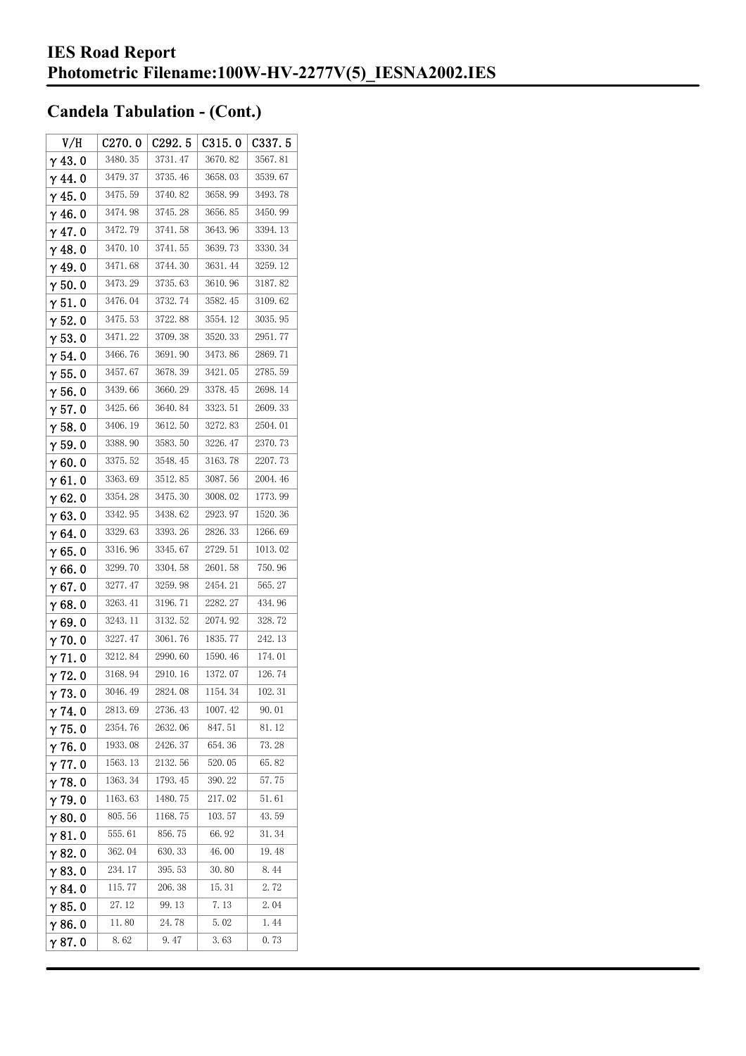# IES Road Report
# Photometric Filename:100W-HV-2277V(5)_IESNA2002.IES

## Candela Tabulation - (Cont.)

| V/H | C270.0 | C292.5 | C315.0 | C337.5 |
|---|---|---|---|---|
| γ 43.0 | 3480.35 | 3731.47 | 3670.82 | 3567.81 |
| γ 44.0 | 3479.37 | 3735.46 | 3658.03 | 3539.67 |
| γ 45.0 | 3475.59 | 3740.82 | 3658.99 | 3493.78 |
| γ 46.0 | 3474.98 | 3745.28 | 3656.85 | 3450.99 |
| γ 47.0 | 3472.79 | 3741.58 | 3643.96 | 3394.13 |
| γ 48.0 | 3470.10 | 3741.55 | 3639.73 | 3330.34 |
| γ 49.0 | 3471.68 | 3744.30 | 3631.44 | 3259.12 |
| γ 50.0 | 3473.29 | 3735.63 | 3610.96 | 3187.82 |
| γ 51.0 | 3476.04 | 3732.74 | 3582.45 | 3109.62 |
| γ 52.0 | 3475.53 | 3722.88 | 3554.12 | 3035.95 |
| γ 53.0 | 3471.22 | 3709.38 | 3520.33 | 2951.77 |
| γ 54.0 | 3466.76 | 3691.90 | 3473.86 | 2869.71 |
| γ 55.0 | 3457.67 | 3678.39 | 3421.05 | 2785.59 |
| γ 56.0 | 3439.66 | 3660.29 | 3378.45 | 2698.14 |
| γ 57.0 | 3425.66 | 3640.84 | 3323.51 | 2609.33 |
| γ 58.0 | 3406.19 | 3612.50 | 3272.83 | 2504.01 |
| γ 59.0 | 3388.90 | 3583.50 | 3226.47 | 2370.73 |
| γ 60.0 | 3375.52 | 3548.45 | 3163.78 | 2207.73 |
| γ 61.0 | 3363.69 | 3512.85 | 3087.56 | 2004.46 |
| γ 62.0 | 3354.28 | 3475.30 | 3008.02 | 1773.99 |
| γ 63.0 | 3342.95 | 3438.62 | 2923.97 | 1520.36 |
| γ 64.0 | 3329.63 | 3393.26 | 2826.33 | 1266.69 |
| γ 65.0 | 3316.96 | 3345.67 | 2729.51 | 1013.02 |
| γ 66.0 | 3299.70 | 3304.58 | 2601.58 | 750.96 |
| γ 67.0 | 3277.47 | 3259.98 | 2454.21 | 565.27 |
| γ 68.0 | 3263.41 | 3196.71 | 2282.27 | 434.96 |
| γ 69.0 | 3243.11 | 3132.52 | 2074.92 | 328.72 |
| γ 70.0 | 3227.47 | 3061.76 | 1835.77 | 242.13 |
| γ 71.0 | 3212.84 | 2990.60 | 1590.46 | 174.01 |
| γ 72.0 | 3168.94 | 2910.16 | 1372.07 | 126.74 |
| γ 73.0 | 3046.49 | 2824.08 | 1154.34 | 102.31 |
| γ 74.0 | 2813.69 | 2736.43 | 1007.42 | 90.01 |
| γ 75.0 | 2354.76 | 2632.06 | 847.51 | 81.12 |
| γ 76.0 | 1933.08 | 2426.37 | 654.36 | 73.28 |
| γ 77.0 | 1563.13 | 2132.56 | 520.05 | 65.82 |
| γ 78.0 | 1363.34 | 1793.45 | 390.22 | 57.75 |
| γ 79.0 | 1163.63 | 1480.75 | 217.02 | 51.61 |
| γ 80.0 | 805.56 | 1168.75 | 103.57 | 43.59 |
| γ 81.0 | 555.61 | 856.75 | 66.92 | 31.34 |
| γ 82.0 | 362.04 | 630.33 | 46.00 | 19.48 |
| γ 83.0 | 234.17 | 395.53 | 30.80 | 8.44 |
| γ 84.0 | 115.77 | 206.38 | 15.31 | 2.72 |
| γ 85.0 | 27.12 | 99.13 | 7.13 | 2.04 |
| γ 86.0 | 11.80 | 24.78 | 5.02 | 1.44 |
| γ 87.0 | 8.62 | 9.47 | 3.63 | 0.73 |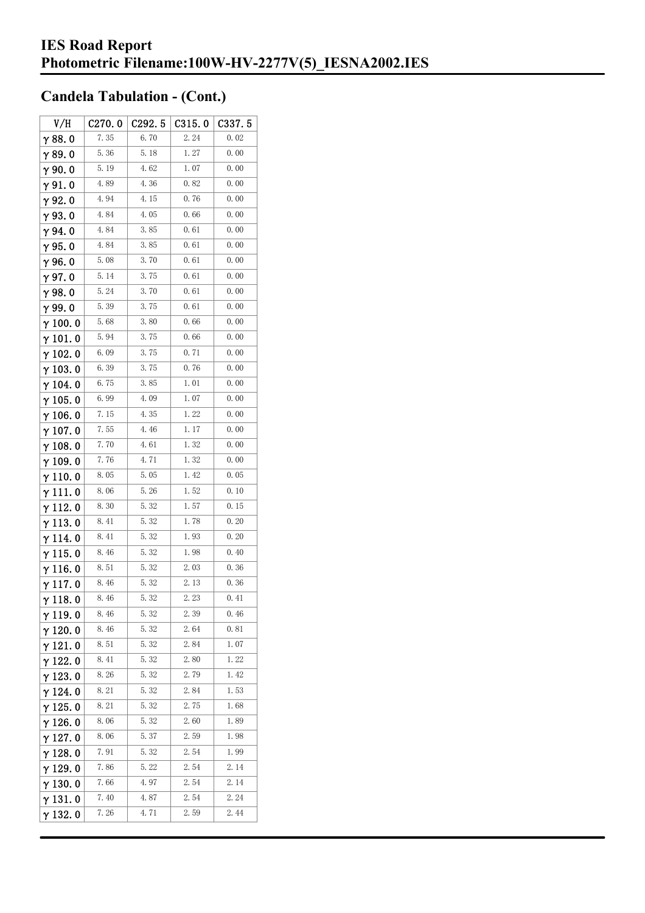## Candela Tabulation - (Cont.)

| V/H | C270.0 | C292.5 | C315.0 | C337.5 |
|---|---|---|---|---|
| γ 88.0 | 7.35 | 6.70 | 2.24 | 0.02 |
| γ 89.0 | 5.36 | 5.18 | 1.27 | 0.00 |
| γ 90.0 | 5.19 | 4.62 | 1.07 | 0.00 |
| γ 91.0 | 4.89 | 4.36 | 0.82 | 0.00 |
| γ 92.0 | 4.94 | 4.15 | 0.76 | 0.00 |
| γ 93.0 | 4.84 | 4.05 | 0.66 | 0.00 |
| γ 94.0 | 4.84 | 3.85 | 0.61 | 0.00 |
| γ 95.0 | 4.84 | 3.85 | 0.61 | 0.00 |
| γ 96.0 | 5.08 | 3.70 | 0.61 | 0.00 |
| γ 97.0 | 5.14 | 3.75 | 0.61 | 0.00 |
| γ 98.0 | 5.24 | 3.70 | 0.61 | 0.00 |
| γ 99.0 | 5.39 | 3.75 | 0.61 | 0.00 |
| γ 100.0 | 5.68 | 3.80 | 0.66 | 0.00 |
| γ 101.0 | 5.94 | 3.75 | 0.66 | 0.00 |
| γ 102.0 | 6.09 | 3.75 | 0.71 | 0.00 |
| γ 103.0 | 6.39 | 3.75 | 0.76 | 0.00 |
| γ 104.0 | 6.75 | 3.85 | 1.01 | 0.00 |
| γ 105.0 | 6.99 | 4.09 | 1.07 | 0.00 |
| γ 106.0 | 7.15 | 4.35 | 1.22 | 0.00 |
| γ 107.0 | 7.55 | 4.46 | 1.17 | 0.00 |
| γ 108.0 | 7.70 | 4.61 | 1.32 | 0.00 |
| γ 109.0 | 7.76 | 4.71 | 1.32 | 0.00 |
| γ 110.0 | 8.05 | 5.05 | 1.42 | 0.05 |
| γ 111.0 | 8.06 | 5.26 | 1.52 | 0.10 |
| γ 112.0 | 8.30 | 5.32 | 1.57 | 0.15 |
| γ 113.0 | 8.41 | 5.32 | 1.78 | 0.20 |
| γ 114.0 | 8.41 | 5.32 | 1.93 | 0.20 |
| γ 115.0 | 8.46 | 5.32 | 1.98 | 0.40 |
| γ 116.0 | 8.51 | 5.32 | 2.03 | 0.36 |
| γ 117.0 | 8.46 | 5.32 | 2.13 | 0.36 |
| γ 118.0 | 8.46 | 5.32 | 2.23 | 0.41 |
| γ 119.0 | 8.46 | 5.32 | 2.39 | 0.46 |
| γ 120.0 | 8.46 | 5.32 | 2.64 | 0.81 |
| γ 121.0 | 8.51 | 5.32 | 2.84 | 1.07 |
| γ 122.0 | 8.41 | 5.32 | 2.80 | 1.22 |
| γ 123.0 | 8.26 | 5.32 | 2.79 | 1.42 |
| γ 124.0 | 8.21 | 5.32 | 2.84 | 1.53 |
| γ 125.0 | 8.21 | 5.32 | 2.75 | 1.68 |
| γ 126.0 | 8.06 | 5.32 | 2.60 | 1.89 |
| γ 127.0 | 8.06 | 5.37 | 2.59 | 1.98 |
| γ 128.0 | 7.91 | 5.32 | 2.54 | 1.99 |
| γ 129.0 | 7.86 | 5.22 | 2.54 | 2.14 |
| γ 130.0 | 7.66 | 4.97 | 2.54 | 2.14 |
| γ 131.0 | 7.40 | 4.87 | 2.54 | 2.24 |
| γ 132.0 | 7.26 | 4.71 | 2.59 | 2.44 |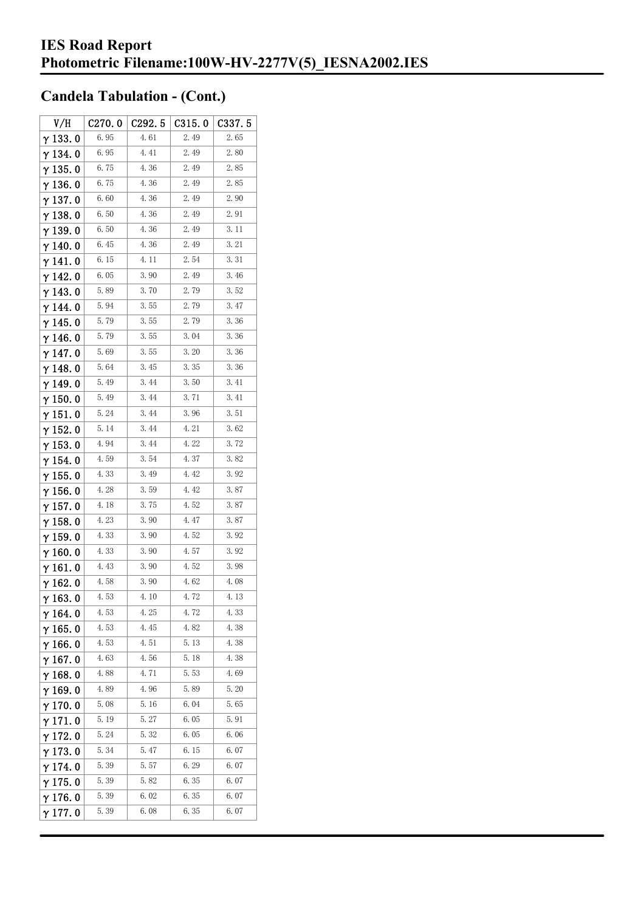# IES Road Report
# Photometric Filename:100W-HV-2277V(5)_IESNA2002.IES

## Candela Tabulation - (Cont.)

| V/H | C270.0 | C292.5 | C315.0 | C337.5 |
|---|---|---|---|---|
| γ 133.0 | 6.95 | 4.61 | 2.49 | 2.65 |
| γ 134.0 | 6.95 | 4.41 | 2.49 | 2.80 |
| γ 135.0 | 6.75 | 4.36 | 2.49 | 2.85 |
| γ 136.0 | 6.75 | 4.36 | 2.49 | 2.85 |
| γ 137.0 | 6.60 | 4.36 | 2.49 | 2.90 |
| γ 138.0 | 6.50 | 4.36 | 2.49 | 2.91 |
| γ 139.0 | 6.50 | 4.36 | 2.49 | 3.11 |
| γ 140.0 | 6.45 | 4.36 | 2.49 | 3.21 |
| γ 141.0 | 6.15 | 4.11 | 2.54 | 3.31 |
| γ 142.0 | 6.05 | 3.90 | 2.49 | 3.46 |
| γ 143.0 | 5.89 | 3.70 | 2.79 | 3.52 |
| γ 144.0 | 5.94 | 3.55 | 2.79 | 3.47 |
| γ 145.0 | 5.79 | 3.55 | 2.79 | 3.36 |
| γ 146.0 | 5.79 | 3.55 | 3.04 | 3.36 |
| γ 147.0 | 5.69 | 3.55 | 3.20 | 3.36 |
| γ 148.0 | 5.64 | 3.45 | 3.35 | 3.36 |
| γ 149.0 | 5.49 | 3.44 | 3.50 | 3.41 |
| γ 150.0 | 5.49 | 3.44 | 3.71 | 3.41 |
| γ 151.0 | 5.24 | 3.44 | 3.96 | 3.51 |
| γ 152.0 | 5.14 | 3.44 | 4.21 | 3.62 |
| γ 153.0 | 4.94 | 3.44 | 4.22 | 3.72 |
| γ 154.0 | 4.59 | 3.54 | 4.37 | 3.82 |
| γ 155.0 | 4.33 | 3.49 | 4.42 | 3.92 |
| γ 156.0 | 4.28 | 3.59 | 4.42 | 3.87 |
| γ 157.0 | 4.18 | 3.75 | 4.52 | 3.87 |
| γ 158.0 | 4.23 | 3.90 | 4.47 | 3.87 |
| γ 159.0 | 4.33 | 3.90 | 4.52 | 3.92 |
| γ 160.0 | 4.33 | 3.90 | 4.57 | 3.92 |
| γ 161.0 | 4.43 | 3.90 | 4.52 | 3.98 |
| γ 162.0 | 4.58 | 3.90 | 4.62 | 4.08 |
| γ 163.0 | 4.53 | 4.10 | 4.72 | 4.13 |
| γ 164.0 | 4.53 | 4.25 | 4.72 | 4.33 |
| γ 165.0 | 4.53 | 4.45 | 4.82 | 4.38 |
| γ 166.0 | 4.53 | 4.51 | 5.13 | 4.38 |
| γ 167.0 | 4.63 | 4.56 | 5.18 | 4.38 |
| γ 168.0 | 4.88 | 4.71 | 5.53 | 4.69 |
| γ 169.0 | 4.89 | 4.96 | 5.89 | 5.20 |
| γ 170.0 | 5.08 | 5.16 | 6.04 | 5.65 |
| γ 171.0 | 5.19 | 5.27 | 6.05 | 5.91 |
| γ 172.0 | 5.24 | 5.32 | 6.05 | 6.06 |
| γ 173.0 | 5.34 | 5.47 | 6.15 | 6.07 |
| γ 174.0 | 5.39 | 5.57 | 6.29 | 6.07 |
| γ 175.0 | 5.39 | 5.82 | 6.35 | 6.07 |
| γ 176.0 | 5.39 | 6.02 | 6.35 | 6.07 |
| γ 177.0 | 5.39 | 6.08 | 6.35 | 6.07 |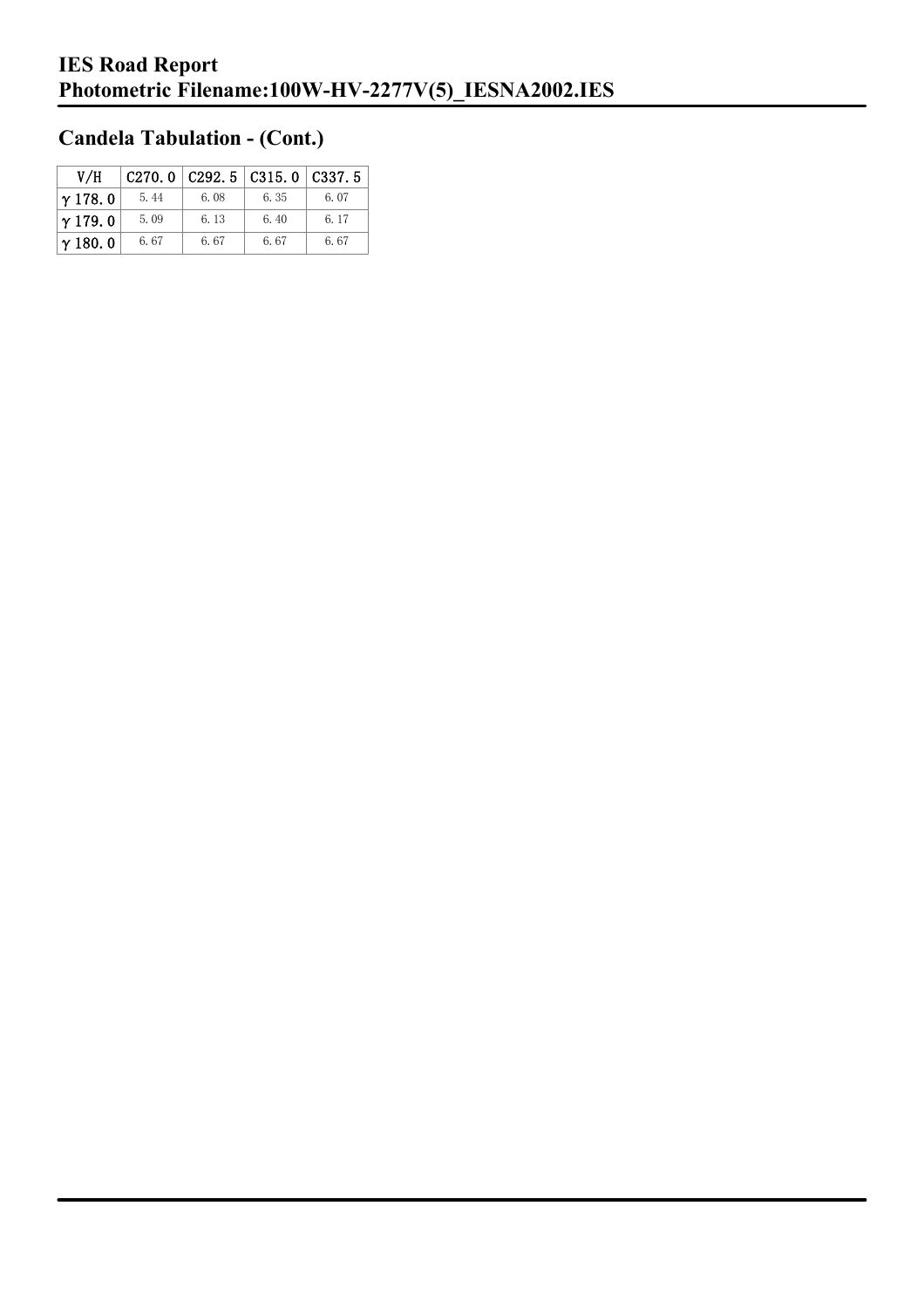## Candela Tabulation - (Cont.)

| V/H | C270.0 | C292.5 | C315.0 | C337.5 |
|---|---|---|---|---|
| γ 178.0 | 5.44 | 6.08 | 6.35 | 6.07 |
| γ 179.0 | 5.09 | 6.13 | 6.40 | 6.17 |
| γ 180.0 | 6.67 | 6.67 | 6.67 | 6.67 |